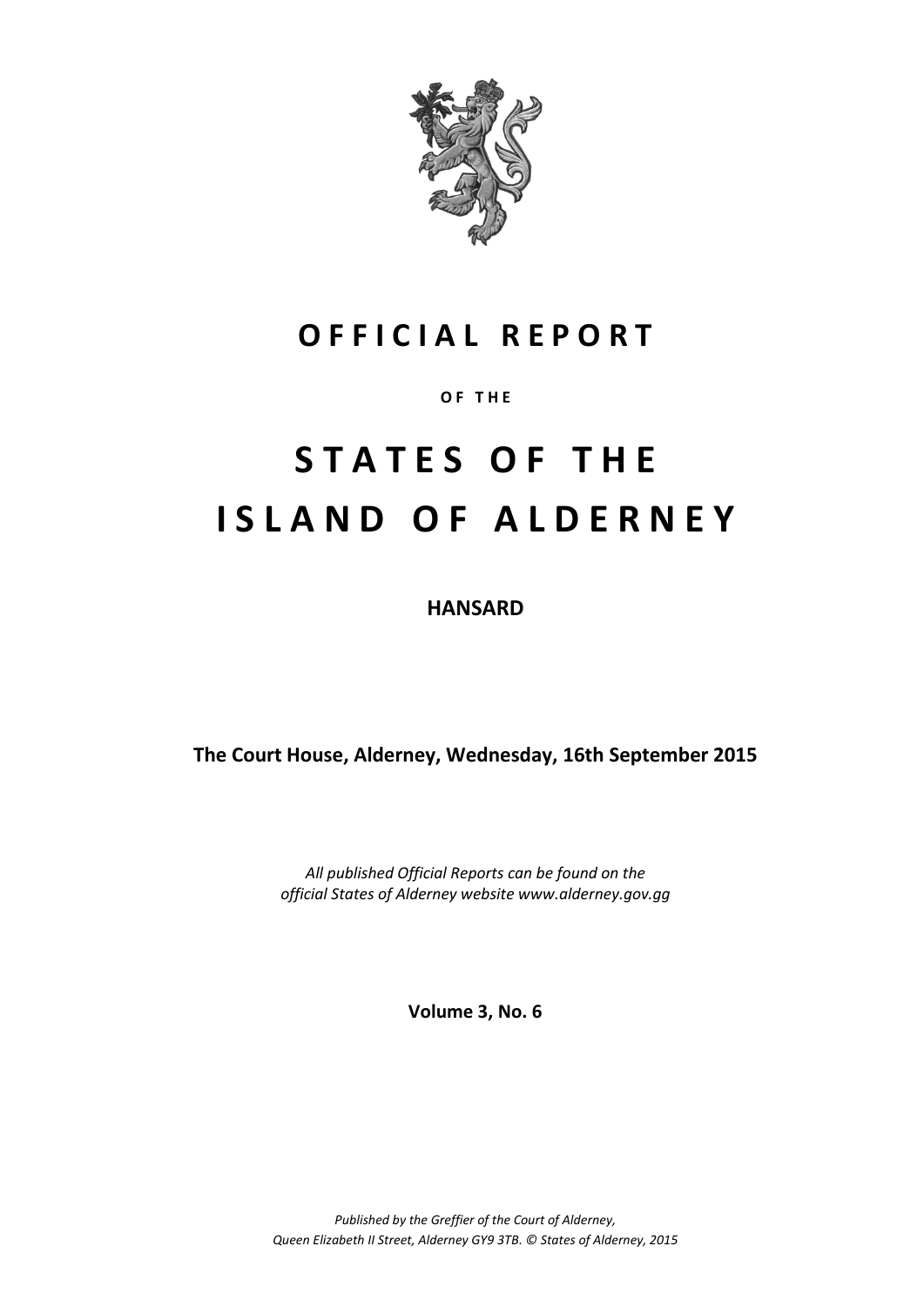# OFFICIAL REPORT

OF THE

# STATES OF THE ISLAND OF ALDERNEY

**HANSARD**

**The Court House, Alderney, Wednesday, 16th September 2015**

*All published Official Reports can be found on the official States of Alderney website www.alderney.gov.gg*

**Volume 3, No. 6**

*Published by the Greffier of the Court of Alderney, Queen Elizabeth II Street, Alderney GY9 3TB. © States of Alderney, 2015*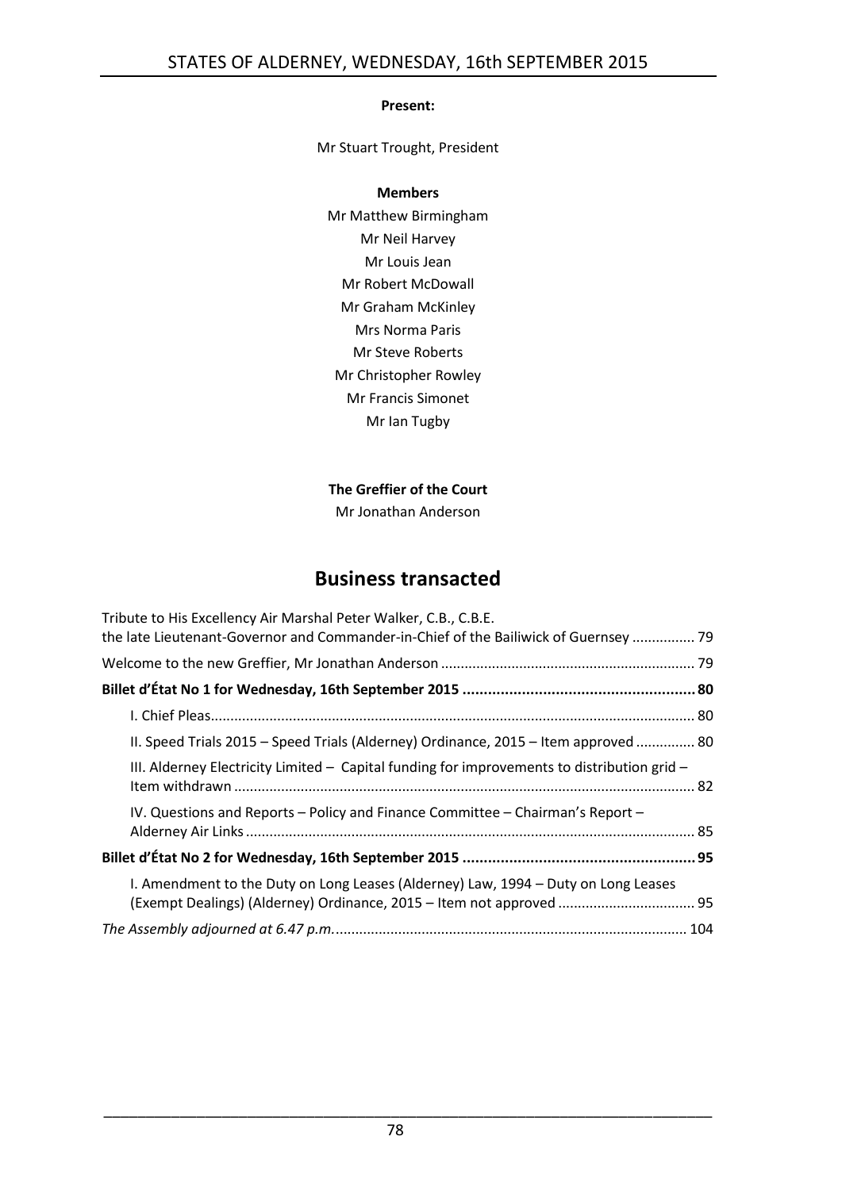**Present:**

Mr Stuart Trought, President

**Members**

Mr Matthew Birmingham
Mr Neil Harvey
Mr Louis Jean
Mr Robert McDowall
Mr Graham McKinley
Mrs Norma Paris
Mr Steve Roberts
Mr Christopher Rowley
Mr Francis Simonet
Mr Ian Tugby

**The Greffier of the Court**

Mr Jonathan Anderson

# Business transacted

Tribute to His Excellency Air Marshal Peter Walker, C.B., C.B.E. the late Lieutenant-Governor and Commander-in-Chief of the Bailiwick of Guernsey ................ 79

Welcome to the new Greffier, Mr Jonathan Anderson ................................................................ 79

**Billet d'État No 1 for Wednesday, 16th September 2015 ...................................................... 80**

I. Chief Pleas.......................................................................................................................... 80

II. Speed Trials 2015 – Speed Trials (Alderney) Ordinance, 2015 – Item approved ............... 80

III. Alderney Electricity Limited – Capital funding for improvements to distribution grid – Item withdrawn .................................................................................................................... 82

IV. Questions and Reports – Policy and Finance Committee – Chairman's Report – Alderney Air Links ................................................................................................................. 85

**Billet d'État No 2 for Wednesday, 16th September 2015 ...................................................... 95**

I. Amendment to the Duty on Long Leases (Alderney) Law, 1994 – Duty on Long Leases (Exempt Dealings) (Alderney) Ordinance, 2015 – Item not approved .................................. 95

*The Assembly adjourned at 6.47 p.m.* ......................................................................................... 104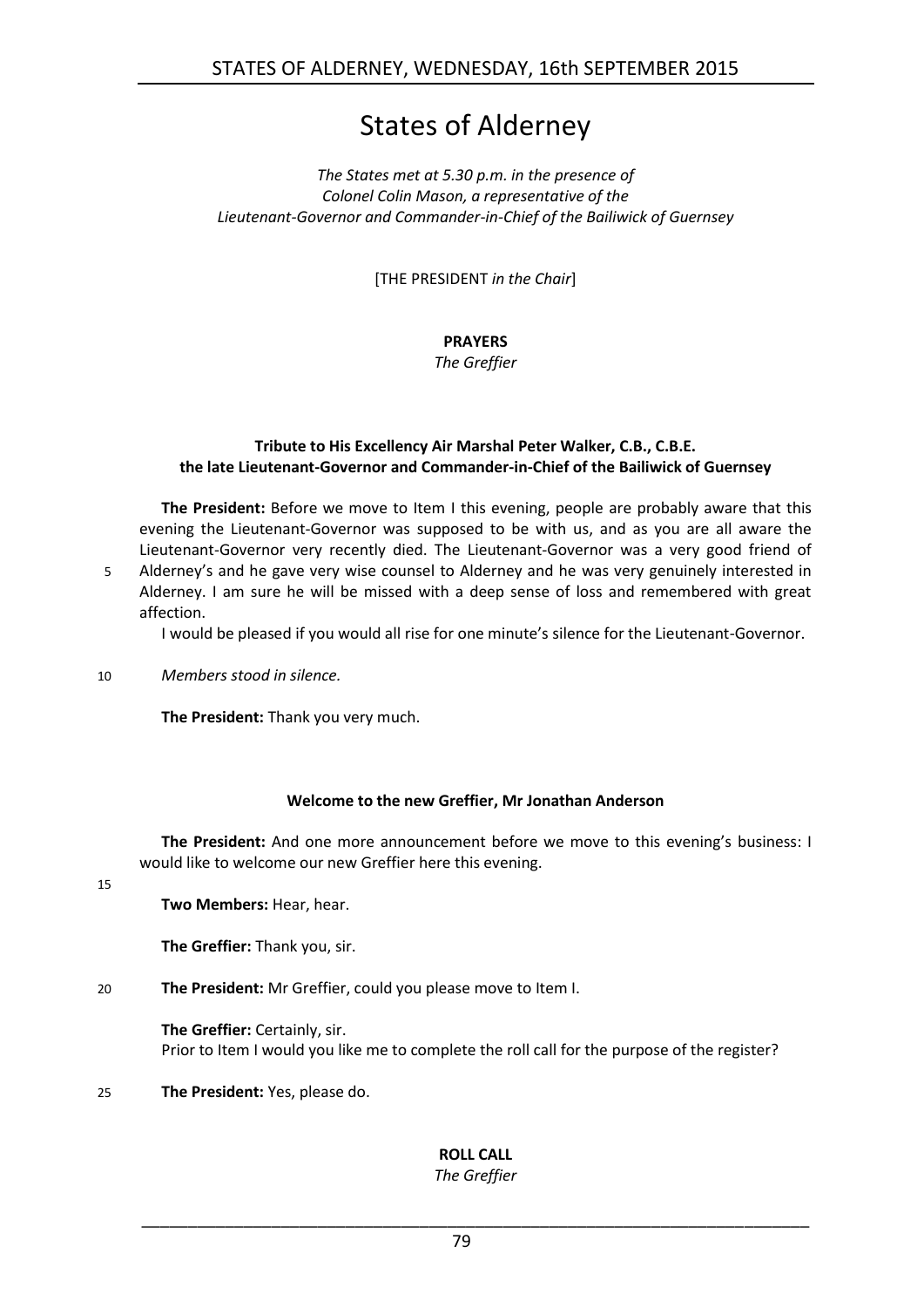# States of Alderney

*The States met at 5.30 p.m. in the presence of*
*Colonel Colin Mason, a representative of the*
*Lieutenant-Governor and Commander-in-Chief of the Bailiwick of Guernsey*

[THE PRESIDENT *in the Chair*]

**PRAYERS**
*The Greffier*

**Tribute to His Excellency Air Marshal Peter Walker, C.B., C.B.E.**
**the late Lieutenant-Governor and Commander-in-Chief of the Bailiwick of Guernsey**

**The President:** Before we move to Item I this evening, people are probably aware that this evening the Lieutenant-Governor was supposed to be with us, and as you are all aware the Lieutenant-Governor very recently died. The Lieutenant-Governor was a very good friend of Alderney's and he gave very wise counsel to Alderney and he was very genuinely interested in Alderney. I am sure he will be missed with a deep sense of loss and remembered with great affection.

I would be pleased if you would all rise for one minute's silence for the Lieutenant-Governor.

*Members stood in silence.*

**The President:** Thank you very much.

**Welcome to the new Greffier, Mr Jonathan Anderson**

**The President:** And one more announcement before we move to this evening's business: I would like to welcome our new Greffier here this evening.

**Two Members:** Hear, hear.

**The Greffier:** Thank you, sir.

**The President:** Mr Greffier, could you please move to Item I.

**The Greffier:** Certainly, sir.
Prior to Item I would you like me to complete the roll call for the purpose of the register?

**The President:** Yes, please do.

**ROLL CALL**
*The Greffier*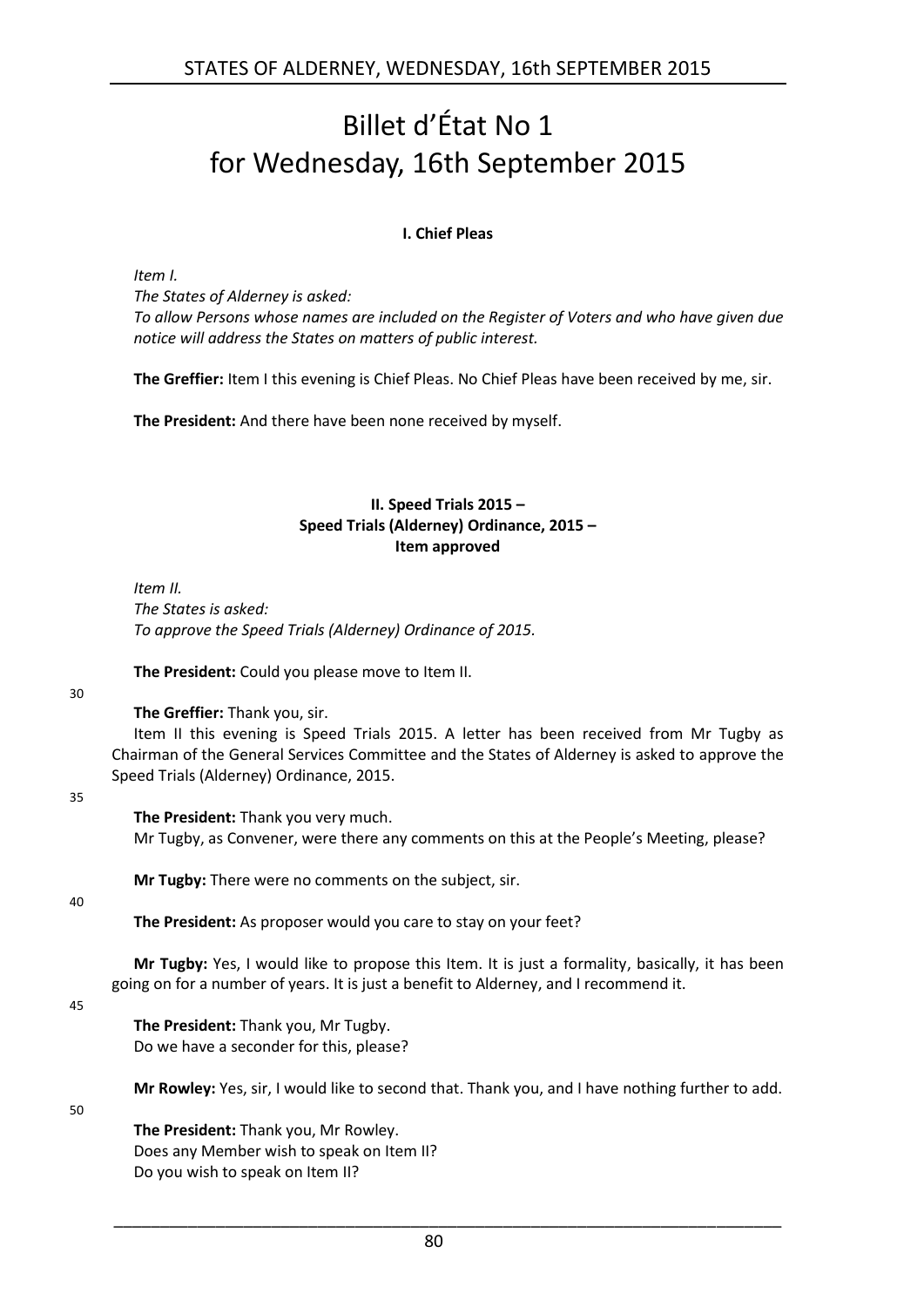# Billet d'État No 1 for Wednesday, 16th September 2015

### I. Chief Pleas

*Item I.*
*The States of Alderney is asked:*
*To allow Persons whose names are included on the Register of Voters and who have given due notice will address the States on matters of public interest.*

**The Greffier:** Item I this evening is Chief Pleas. No Chief Pleas have been received by me, sir.

**The President:** And there have been none received by myself.

### II. Speed Trials 2015 – Speed Trials (Alderney) Ordinance, 2015 – Item approved

*Item II.*
*The States is asked:*
*To approve the Speed Trials (Alderney) Ordinance of 2015.*

**The President:** Could you please move to Item II.

**The Greffier:** Thank you, sir.

Item II this evening is Speed Trials 2015. A letter has been received from Mr Tugby as Chairman of the General Services Committee and the States of Alderney is asked to approve the Speed Trials (Alderney) Ordinance, 2015.

**The President:** Thank you very much.

Mr Tugby, as Convener, were there any comments on this at the People's Meeting, please?

**Mr Tugby:** There were no comments on the subject, sir.

**The President:** As proposer would you care to stay on your feet?

**Mr Tugby:** Yes, I would like to propose this Item. It is just a formality, basically, it has been going on for a number of years. It is just a benefit to Alderney, and I recommend it.

**The President:** Thank you, Mr Tugby.

Do we have a seconder for this, please?

**Mr Rowley:** Yes, sir, I would like to second that. Thank you, and I have nothing further to add.

**The President:** Thank you, Mr Rowley.

Does any Member wish to speak on Item II?

Do you wish to speak on Item II?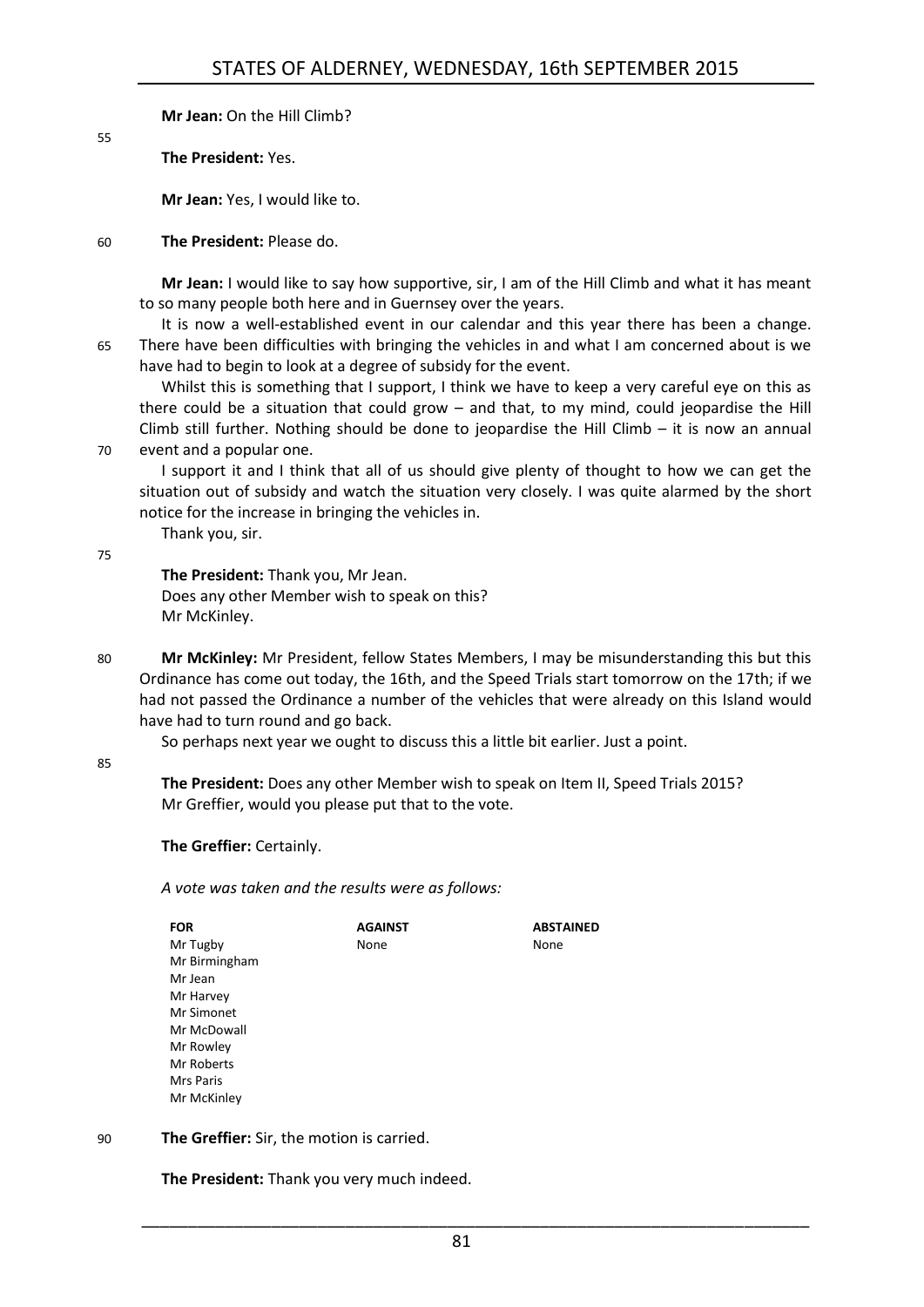**Mr Jean:** On the Hill Climb?

**The President:** Yes.

**Mr Jean:** Yes, I would like to.

**The President:** Please do.

**Mr Jean:** I would like to say how supportive, sir, I am of the Hill Climb and what it has meant to so many people both here and in Guernsey over the years.

It is now a well-established event in our calendar and this year there has been a change. There have been difficulties with bringing the vehicles in and what I am concerned about is we have had to begin to look at a degree of subsidy for the event.

Whilst this is something that I support, I think we have to keep a very careful eye on this as there could be a situation that could grow – and that, to my mind, could jeopardise the Hill Climb still further. Nothing should be done to jeopardise the Hill Climb – it is now an annual event and a popular one.

I support it and I think that all of us should give plenty of thought to how we can get the situation out of subsidy and watch the situation very closely. I was quite alarmed by the short notice for the increase in bringing the vehicles in.

Thank you, sir.

**The President:** Thank you, Mr Jean.

Does any other Member wish to speak on this?

Mr McKinley.

**Mr McKinley:** Mr President, fellow States Members, I may be misunderstanding this but this Ordinance has come out today, the 16th, and the Speed Trials start tomorrow on the 17th; if we had not passed the Ordinance a number of the vehicles that were already on this Island would have had to turn round and go back.

So perhaps next year we ought to discuss this a little bit earlier. Just a point.

**The President:** Does any other Member wish to speak on Item II, Speed Trials 2015?

Mr Greffier, would you please put that to the vote.

**The Greffier:** Certainly.

*A vote was taken and the results were as follows:*

| FOR | AGAINST | ABSTAINED |
|---|---|---|
| Mr Tugby | None | None |
| Mr Birmingham | | |
| Mr Jean | | |
| Mr Harvey | | |
| Mr Simonet | | |
| Mr McDowall | | |
| Mr Rowley | | |
| Mr Roberts | | |
| Mrs Paris | | |
| Mr McKinley | | |

**The Greffier:** Sir, the motion is carried.

**The President:** Thank you very much indeed.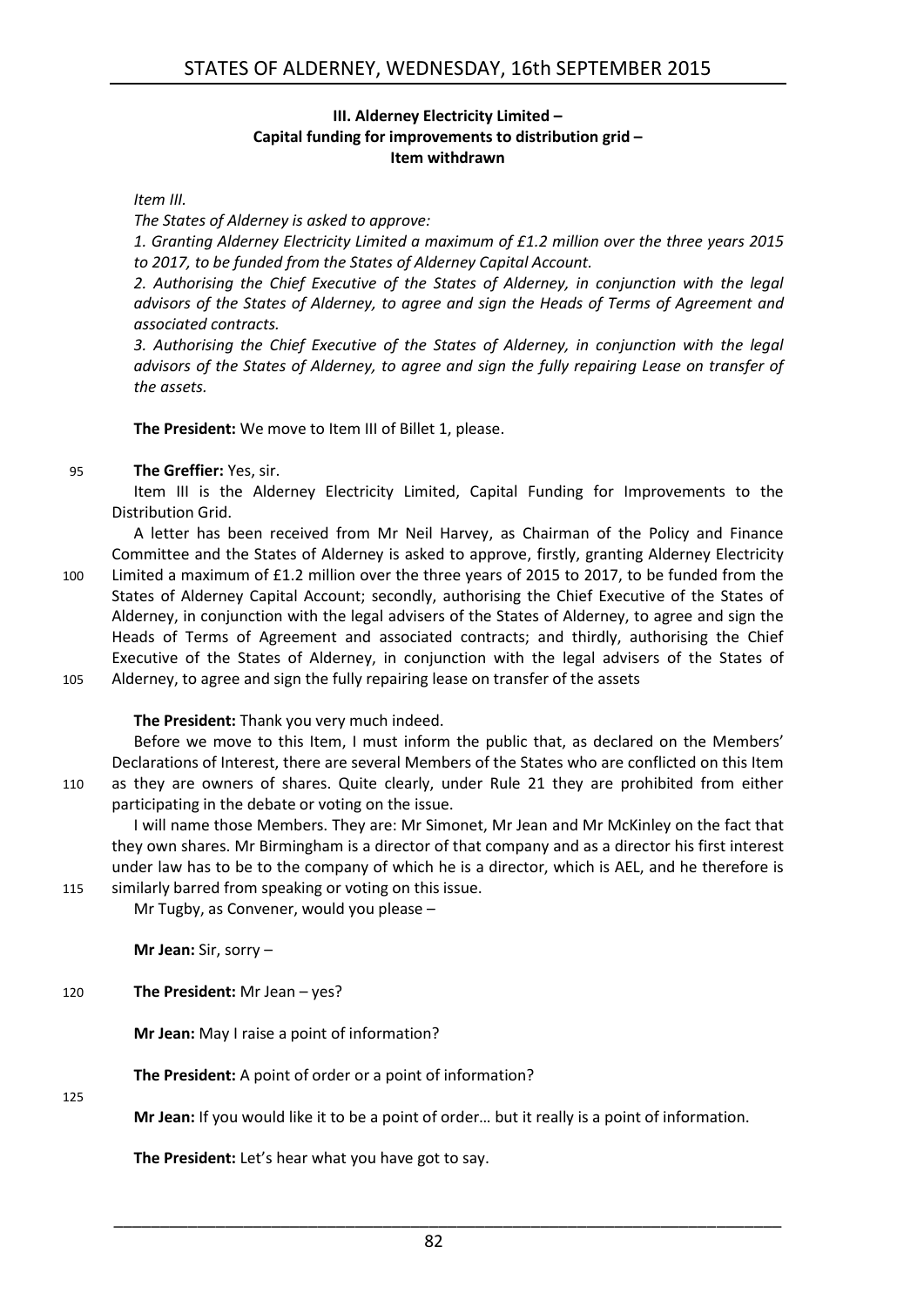### III. Alderney Electricity Limited – Capital funding for improvements to distribution grid – Item withdrawn

*Item III.*

*The States of Alderney is asked to approve:*

*1. Granting Alderney Electricity Limited a maximum of £1.2 million over the three years 2015 to 2017, to be funded from the States of Alderney Capital Account.*

*2. Authorising the Chief Executive of the States of Alderney, in conjunction with the legal advisors of the States of Alderney, to agree and sign the Heads of Terms of Agreement and associated contracts.*

*3. Authorising the Chief Executive of the States of Alderney, in conjunction with the legal advisors of the States of Alderney, to agree and sign the fully repairing Lease on transfer of the assets.*

**The President:** We move to Item III of Billet 1, please.

**The Greffier:** Yes, sir.

Item III is the Alderney Electricity Limited, Capital Funding for Improvements to the Distribution Grid.

A letter has been received from Mr Neil Harvey, as Chairman of the Policy and Finance Committee and the States of Alderney is asked to approve, firstly, granting Alderney Electricity Limited a maximum of £1.2 million over the three years of 2015 to 2017, to be funded from the States of Alderney Capital Account; secondly, authorising the Chief Executive of the States of Alderney, in conjunction with the legal advisers of the States of Alderney, to agree and sign the Heads of Terms of Agreement and associated contracts; and thirdly, authorising the Chief Executive of the States of Alderney, in conjunction with the legal advisers of the States of Alderney, to agree and sign the fully repairing lease on transfer of the assets

**The President:** Thank you very much indeed.

Before we move to this Item, I must inform the public that, as declared on the Members' Declarations of Interest, there are several Members of the States who are conflicted on this Item as they are owners of shares. Quite clearly, under Rule 21 they are prohibited from either participating in the debate or voting on the issue.

I will name those Members. They are: Mr Simonet, Mr Jean and Mr McKinley on the fact that they own shares. Mr Birmingham is a director of that company and as a director his first interest under law has to be to the company of which he is a director, which is AEL, and he therefore is similarly barred from speaking or voting on this issue.

Mr Tugby, as Convener, would you please –

**Mr Jean:** Sir, sorry –

**The President:** Mr Jean – yes?

**Mr Jean:** May I raise a point of information?

**The President:** A point of order or a point of information?

**Mr Jean:** If you would like it to be a point of order… but it really is a point of information.

**The President:** Let's hear what you have got to say.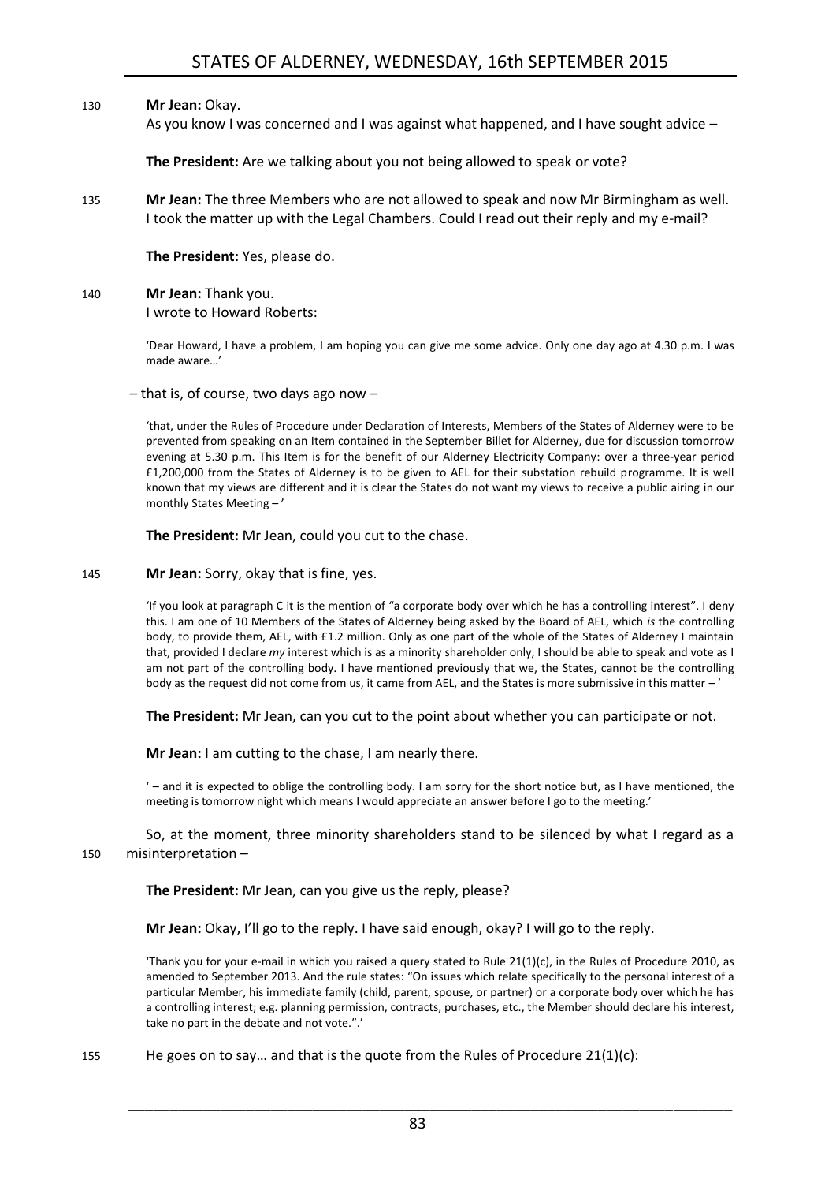130 **Mr Jean:** Okay.

As you know I was concerned and I was against what happened, and I have sought advice –

**The President:** Are we talking about you not being allowed to speak or vote?

135 **Mr Jean:** The three Members who are not allowed to speak and now Mr Birmingham as well. I took the matter up with the Legal Chambers. Could I read out their reply and my e-mail?

**The President:** Yes, please do.

140 **Mr Jean:** Thank you.

I wrote to Howard Roberts:

> 'Dear Howard, I have a problem, I am hoping you can give me some advice. Only one day ago at 4.30 p.m. I was made aware…'

– that is, of course, two days ago now –

> 'that, under the Rules of Procedure under Declaration of Interests, Members of the States of Alderney were to be prevented from speaking on an Item contained in the September Billet for Alderney, due for discussion tomorrow evening at 5.30 p.m. This Item is for the benefit of our Alderney Electricity Company: over a three-year period £1,200,000 from the States of Alderney is to be given to AEL for their substation rebuild programme. It is well known that my views are different and it is clear the States do not want my views to receive a public airing in our monthly States Meeting – '

**The President:** Mr Jean, could you cut to the chase.

145 **Mr Jean:** Sorry, okay that is fine, yes.

> 'If you look at paragraph C it is the mention of "a corporate body over which he has a controlling interest". I deny this. I am one of 10 Members of the States of Alderney being asked by the Board of AEL, which *is* the controlling body, to provide them, AEL, with £1.2 million. Only as one part of the whole of the States of Alderney I maintain that, provided I declare *my* interest which is as a minority shareholder only, I should be able to speak and vote as I am not part of the controlling body. I have mentioned previously that we, the States, cannot be the controlling body as the request did not come from us, it came from AEL, and the States is more submissive in this matter – '

**The President:** Mr Jean, can you cut to the point about whether you can participate or not.

**Mr Jean:** I am cutting to the chase, I am nearly there.

> ' – and it is expected to oblige the controlling body. I am sorry for the short notice but, as I have mentioned, the meeting is tomorrow night which means I would appreciate an answer before I go to the meeting.'

So, at the moment, three minority shareholders stand to be silenced by what I regard as a 150 misinterpretation –

**The President:** Mr Jean, can you give us the reply, please?

**Mr Jean:** Okay, I'll go to the reply. I have said enough, okay? I will go to the reply.

> 'Thank you for your e-mail in which you raised a query stated to Rule 21(1)(c), in the Rules of Procedure 2010, as amended to September 2013. And the rule states: "On issues which relate specifically to the personal interest of a particular Member, his immediate family (child, parent, spouse, or partner) or a corporate body over which he has a controlling interest; e.g. planning permission, contracts, purchases, etc., the Member should declare his interest, take no part in the debate and not vote.".'

155 He goes on to say… and that is the quote from the Rules of Procedure 21(1)(c):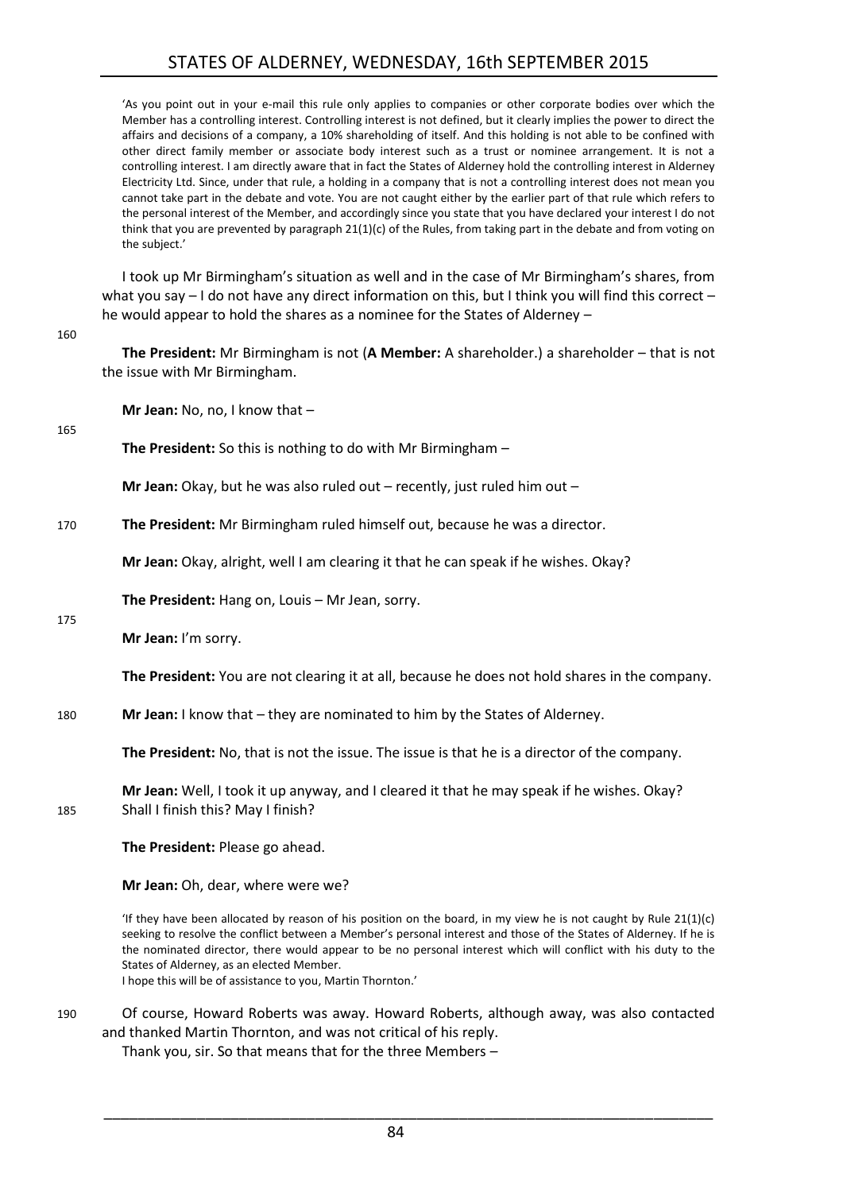'As you point out in your e-mail this rule only applies to companies or other corporate bodies over which the Member has a controlling interest. Controlling interest is not defined, but it clearly implies the power to direct the affairs and decisions of a company, a 10% shareholding of itself. And this holding is not able to be confined with other direct family member or associate body interest such as a trust or nominee arrangement. It is not a controlling interest. I am directly aware that in fact the States of Alderney hold the controlling interest in Alderney Electricity Ltd. Since, under that rule, a holding in a company that is not a controlling interest does not mean you cannot take part in the debate and vote. You are not caught either by the earlier part of that rule which refers to the personal interest of the Member, and accordingly since you state that you have declared your interest I do not think that you are prevented by paragraph 21(1)(c) of the Rules, from taking part in the debate and from voting on the subject.'

I took up Mr Birmingham's situation as well and in the case of Mr Birmingham's shares, from what you say – I do not have any direct information on this, but I think you will find this correct – he would appear to hold the shares as a nominee for the States of Alderney –

**The President:** Mr Birmingham is not (**A Member:** A shareholder.) a shareholder – that is not the issue with Mr Birmingham.

**Mr Jean:** No, no, I know that –

**The President:** So this is nothing to do with Mr Birmingham –

**Mr Jean:** Okay, but he was also ruled out – recently, just ruled him out –

**The President:** Mr Birmingham ruled himself out, because he was a director.

**Mr Jean:** Okay, alright, well I am clearing it that he can speak if he wishes. Okay?

**The President:** Hang on, Louis – Mr Jean, sorry.

**Mr Jean:** I'm sorry.

**The President:** You are not clearing it at all, because he does not hold shares in the company.

**Mr Jean:** I know that – they are nominated to him by the States of Alderney.

**The President:** No, that is not the issue. The issue is that he is a director of the company.

**Mr Jean:** Well, I took it up anyway, and I cleared it that he may speak if he wishes. Okay? Shall I finish this? May I finish?

**The President:** Please go ahead.

**Mr Jean:** Oh, dear, where were we?

'If they have been allocated by reason of his position on the board, in my view he is not caught by Rule 21(1)(c) seeking to resolve the conflict between a Member's personal interest and those of the States of Alderney. If he is the nominated director, there would appear to be no personal interest which will conflict with his duty to the States of Alderney, as an elected Member.
I hope this will be of assistance to you, Martin Thornton.'

Of course, Howard Roberts was away. Howard Roberts, although away, was also contacted and thanked Martin Thornton, and was not critical of his reply.
Thank you, sir. So that means that for the three Members –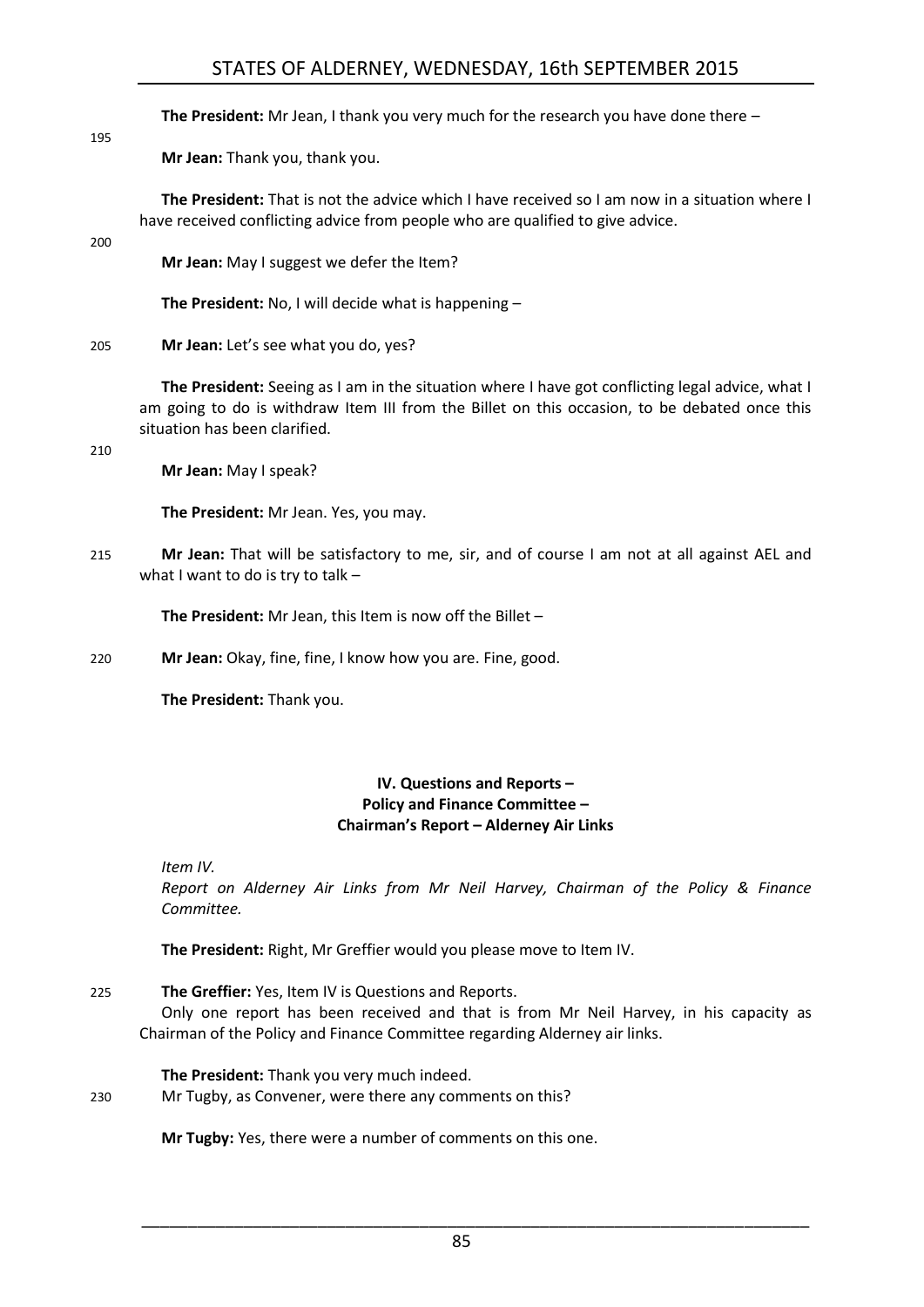**The President:** Mr Jean, I thank you very much for the research you have done there –

**Mr Jean:** Thank you, thank you.

**The President:** That is not the advice which I have received so I am now in a situation where I have received conflicting advice from people who are qualified to give advice.

**Mr Jean:** May I suggest we defer the Item?

**The President:** No, I will decide what is happening –

**Mr Jean:** Let's see what you do, yes?

**The President:** Seeing as I am in the situation where I have got conflicting legal advice, what I am going to do is withdraw Item III from the Billet on this occasion, to be debated once this situation has been clarified.

**Mr Jean:** May I speak?

**The President:** Mr Jean. Yes, you may.

**Mr Jean:** That will be satisfactory to me, sir, and of course I am not at all against AEL and what I want to do is try to talk –

**The President:** Mr Jean, this Item is now off the Billet –

**Mr Jean:** Okay, fine, fine, I know how you are. Fine, good.

**The President:** Thank you.

## IV. Questions and Reports – Policy and Finance Committee – Chairman's Report – Alderney Air Links

*Item IV.*

*Report on Alderney Air Links from Mr Neil Harvey, Chairman of the Policy & Finance Committee.*

**The President:** Right, Mr Greffier would you please move to Item IV.

**The Greffier:** Yes, Item IV is Questions and Reports.

Only one report has been received and that is from Mr Neil Harvey, in his capacity as Chairman of the Policy and Finance Committee regarding Alderney air links.

**The President:** Thank you very much indeed.

Mr Tugby, as Convener, were there any comments on this?

**Mr Tugby:** Yes, there were a number of comments on this one.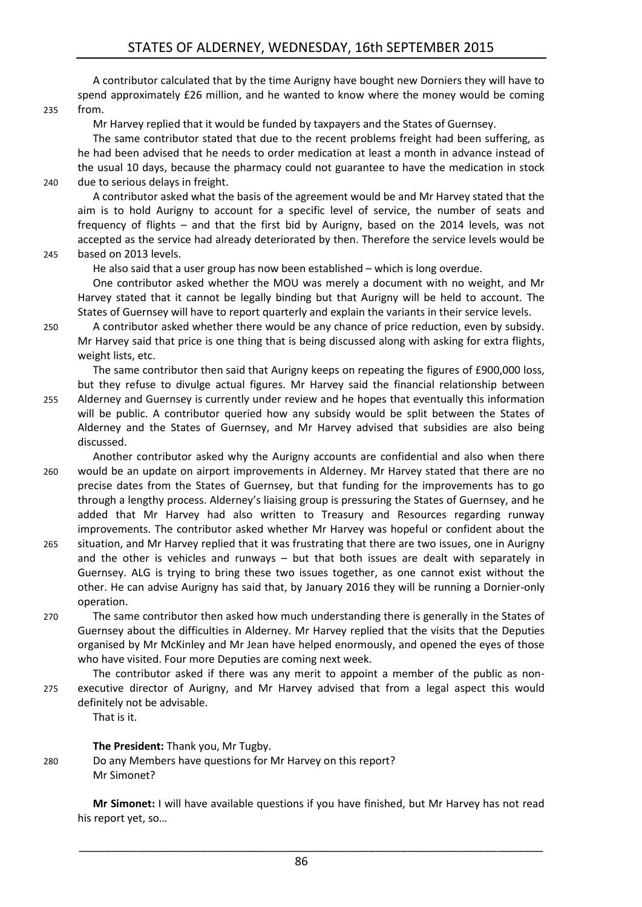A contributor calculated that by the time Aurigny have bought new Dorniers they will have to spend approximately £26 million, and he wanted to know where the money would be coming from.

Mr Harvey replied that it would be funded by taxpayers and the States of Guernsey.

The same contributor stated that due to the recent problems freight had been suffering, as he had been advised that he needs to order medication at least a month in advance instead of the usual 10 days, because the pharmacy could not guarantee to have the medication in stock due to serious delays in freight.

A contributor asked what the basis of the agreement would be and Mr Harvey stated that the aim is to hold Aurigny to account for a specific level of service, the number of seats and frequency of flights – and that the first bid by Aurigny, based on the 2014 levels, was not accepted as the service had already deteriorated by then. Therefore the service levels would be based on 2013 levels.

He also said that a user group has now been established – which is long overdue.

One contributor asked whether the MOU was merely a document with no weight, and Mr Harvey stated that it cannot be legally binding but that Aurigny will be held to account. The States of Guernsey will have to report quarterly and explain the variants in their service levels.

A contributor asked whether there would be any chance of price reduction, even by subsidy. Mr Harvey said that price is one thing that is being discussed along with asking for extra flights, weight lists, etc.

The same contributor then said that Aurigny keeps on repeating the figures of £900,000 loss, but they refuse to divulge actual figures. Mr Harvey said the financial relationship between Alderney and Guernsey is currently under review and he hopes that eventually this information will be public. A contributor queried how any subsidy would be split between the States of Alderney and the States of Guernsey, and Mr Harvey advised that subsidies are also being discussed.

Another contributor asked why the Aurigny accounts are confidential and also when there would be an update on airport improvements in Alderney. Mr Harvey stated that there are no precise dates from the States of Guernsey, but that funding for the improvements has to go through a lengthy process. Alderney's liaising group is pressuring the States of Guernsey, and he added that Mr Harvey had also written to Treasury and Resources regarding runway improvements. The contributor asked whether Mr Harvey was hopeful or confident about the situation, and Mr Harvey replied that it was frustrating that there are two issues, one in Aurigny and the other is vehicles and runways – but that both issues are dealt with separately in Guernsey. ALG is trying to bring these two issues together, as one cannot exist without the other. He can advise Aurigny has said that, by January 2016 they will be running a Dornier-only operation.

The same contributor then asked how much understanding there is generally in the States of Guernsey about the difficulties in Alderney. Mr Harvey replied that the visits that the Deputies organised by Mr McKinley and Mr Jean have helped enormously, and opened the eyes of those who have visited. Four more Deputies are coming next week.

The contributor asked if there was any merit to appoint a member of the public as non-executive director of Aurigny, and Mr Harvey advised that from a legal aspect this would definitely not be advisable.

That is it.

**The President:** Thank you, Mr Tugby.

Do any Members have questions for Mr Harvey on this report?

Mr Simonet?

**Mr Simonet:** I will have available questions if you have finished, but Mr Harvey has not read his report yet, so…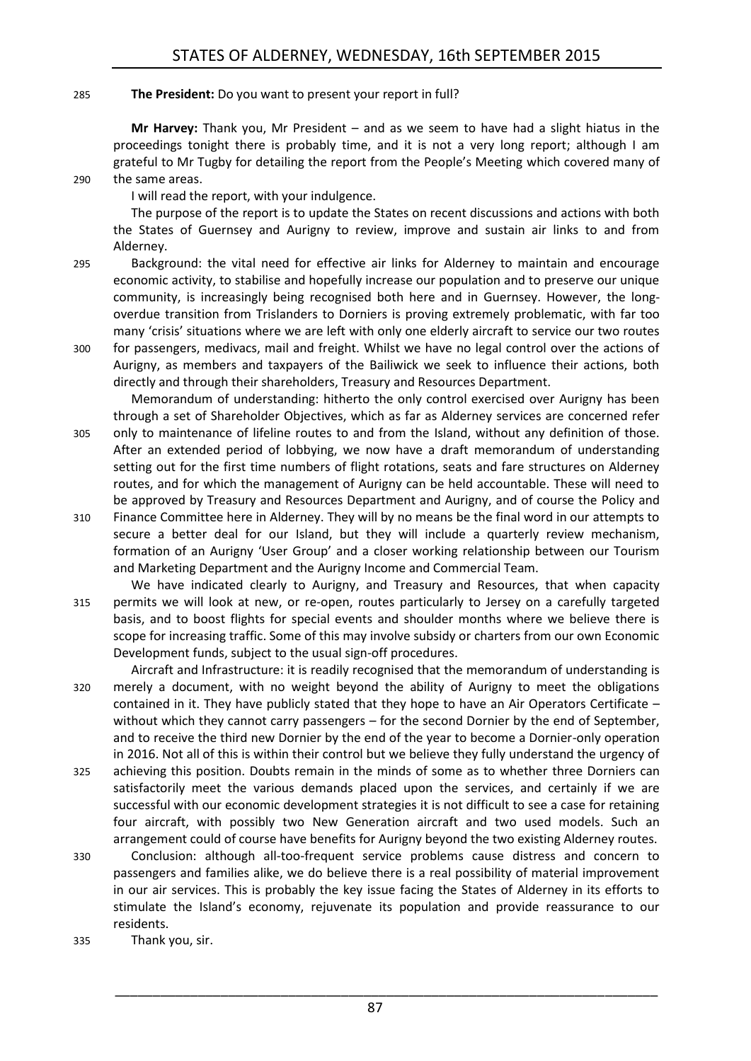**The President:** Do you want to present your report in full?

**Mr Harvey:** Thank you, Mr President – and as we seem to have had a slight hiatus in the proceedings tonight there is probably time, and it is not a very long report; although I am grateful to Mr Tugby for detailing the report from the People's Meeting which covered many of the same areas.

I will read the report, with your indulgence.

The purpose of the report is to update the States on recent discussions and actions with both the States of Guernsey and Aurigny to review, improve and sustain air links to and from Alderney.

Background: the vital need for effective air links for Alderney to maintain and encourage economic activity, to stabilise and hopefully increase our population and to preserve our unique community, is increasingly being recognised both here and in Guernsey. However, the long-overdue transition from Trislanders to Dorniers is proving extremely problematic, with far too many 'crisis' situations where we are left with only one elderly aircraft to service our two routes for passengers, medivacs, mail and freight. Whilst we have no legal control over the actions of Aurigny, as members and taxpayers of the Bailiwick we seek to influence their actions, both directly and through their shareholders, Treasury and Resources Department.

Memorandum of understanding: hitherto the only control exercised over Aurigny has been through a set of Shareholder Objectives, which as far as Alderney services are concerned refer only to maintenance of lifeline routes to and from the Island, without any definition of those. After an extended period of lobbying, we now have a draft memorandum of understanding setting out for the first time numbers of flight rotations, seats and fare structures on Alderney routes, and for which the management of Aurigny can be held accountable. These will need to be approved by Treasury and Resources Department and Aurigny, and of course the Policy and Finance Committee here in Alderney. They will by no means be the final word in our attempts to secure a better deal for our Island, but they will include a quarterly review mechanism, formation of an Aurigny 'User Group' and a closer working relationship between our Tourism and Marketing Department and the Aurigny Income and Commercial Team.

We have indicated clearly to Aurigny, and Treasury and Resources, that when capacity permits we will look at new, or re-open, routes particularly to Jersey on a carefully targeted basis, and to boost flights for special events and shoulder months where we believe there is scope for increasing traffic. Some of this may involve subsidy or charters from our own Economic Development funds, subject to the usual sign-off procedures.

Aircraft and Infrastructure: it is readily recognised that the memorandum of understanding is merely a document, with no weight beyond the ability of Aurigny to meet the obligations contained in it. They have publicly stated that they hope to have an Air Operators Certificate – without which they cannot carry passengers – for the second Dornier by the end of September, and to receive the third new Dornier by the end of the year to become a Dornier-only operation in 2016. Not all of this is within their control but we believe they fully understand the urgency of achieving this position. Doubts remain in the minds of some as to whether three Dorniers can satisfactorily meet the various demands placed upon the services, and certainly if we are successful with our economic development strategies it is not difficult to see a case for retaining four aircraft, with possibly two New Generation aircraft and two used models. Such an arrangement could of course have benefits for Aurigny beyond the two existing Alderney routes.

Conclusion: although all-too-frequent service problems cause distress and concern to passengers and families alike, we do believe there is a real possibility of material improvement in our air services. This is probably the key issue facing the States of Alderney in its efforts to stimulate the Island's economy, rejuvenate its population and provide reassurance to our residents.

Thank you, sir.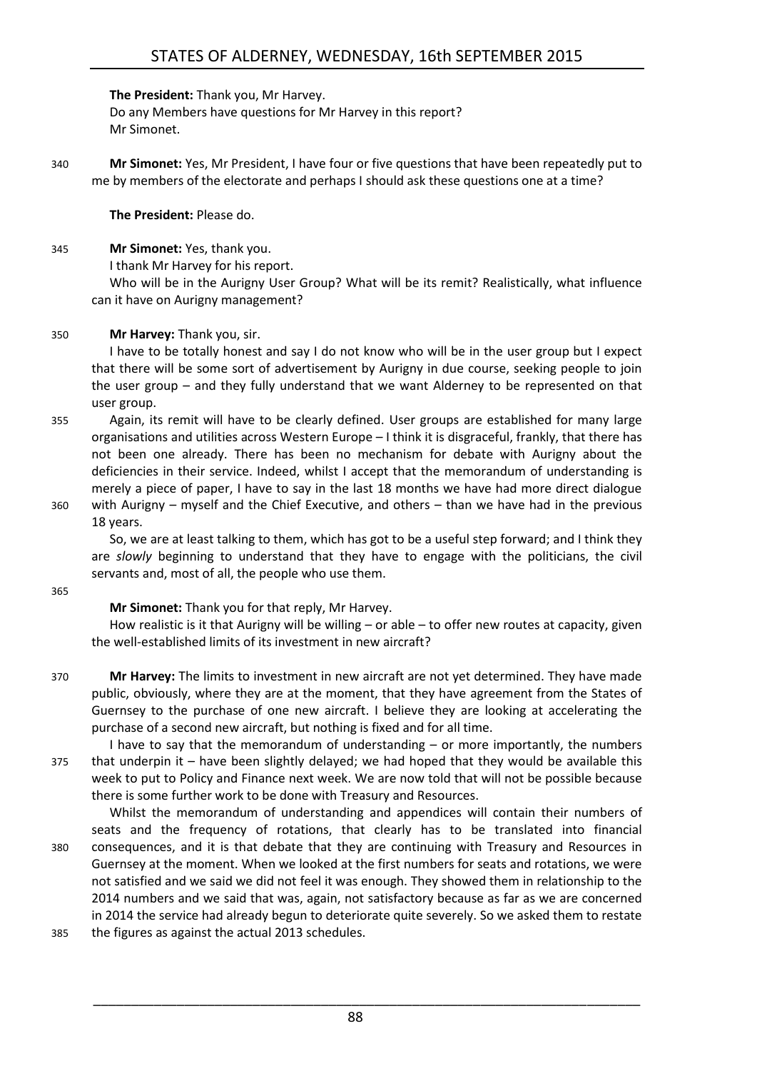**The President:** Thank you, Mr Harvey.

Do any Members have questions for Mr Harvey in this report?

Mr Simonet.

340 **Mr Simonet:** Yes, Mr President, I have four or five questions that have been repeatedly put to me by members of the electorate and perhaps I should ask these questions one at a time?

**The President:** Please do.

345 **Mr Simonet:** Yes, thank you.

I thank Mr Harvey for his report.

Who will be in the Aurigny User Group? What will be its remit? Realistically, what influence can it have on Aurigny management?

350 **Mr Harvey:** Thank you, sir.

I have to be totally honest and say I do not know who will be in the user group but I expect that there will be some sort of advertisement by Aurigny in due course, seeking people to join the user group – and they fully understand that we want Alderney to be represented on that user group.

355 Again, its remit will have to be clearly defined. User groups are established for many large organisations and utilities across Western Europe – I think it is disgraceful, frankly, that there has not been one already. There has been no mechanism for debate with Aurigny about the deficiencies in their service. Indeed, whilst I accept that the memorandum of understanding is merely a piece of paper, I have to say in the last 18 months we have had more direct dialogue 360 with Aurigny – myself and the Chief Executive, and others – than we have had in the previous 18 years.

So, we are at least talking to them, which has got to be a useful step forward; and I think they are *slowly* beginning to understand that they have to engage with the politicians, the civil servants and, most of all, the people who use them.

365

**Mr Simonet:** Thank you for that reply, Mr Harvey.

How realistic is it that Aurigny will be willing – or able – to offer new routes at capacity, given the well-established limits of its investment in new aircraft?

370 **Mr Harvey:** The limits to investment in new aircraft are not yet determined. They have made public, obviously, where they are at the moment, that they have agreement from the States of Guernsey to the purchase of one new aircraft. I believe they are looking at accelerating the purchase of a second new aircraft, but nothing is fixed and for all time.

I have to say that the memorandum of understanding – or more importantly, the numbers 375 that underpin it – have been slightly delayed; we had hoped that they would be available this week to put to Policy and Finance next week. We are now told that will not be possible because there is some further work to be done with Treasury and Resources.

Whilst the memorandum of understanding and appendices will contain their numbers of seats and the frequency of rotations, that clearly has to be translated into financial 380 consequences, and it is that debate that they are continuing with Treasury and Resources in Guernsey at the moment. When we looked at the first numbers for seats and rotations, we were not satisfied and we said we did not feel it was enough. They showed them in relationship to the 2014 numbers and we said that was, again, not satisfactory because as far as we are concerned in 2014 the service had already begun to deteriorate quite severely. So we asked them to restate 385 the figures as against the actual 2013 schedules.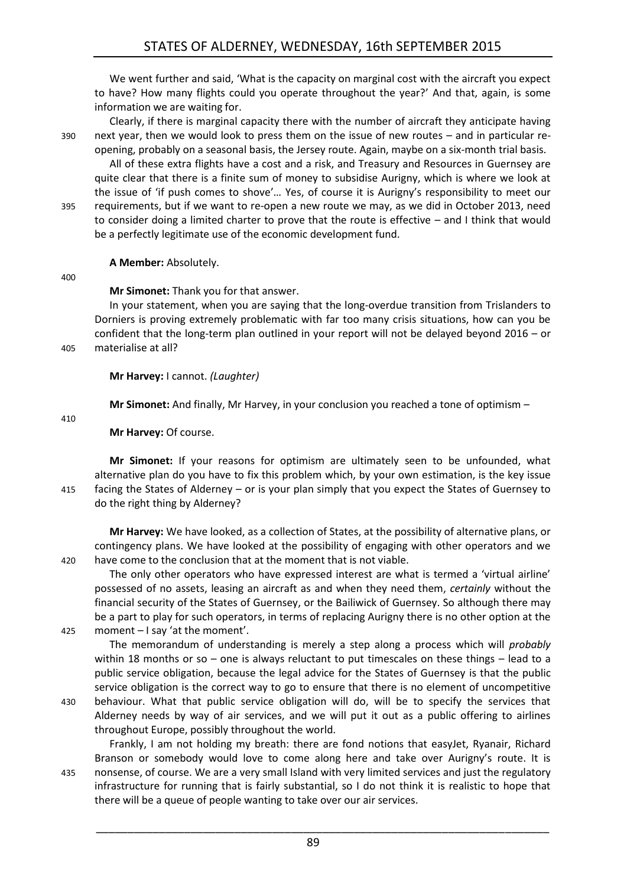We went further and said, 'What is the capacity on marginal cost with the aircraft you expect to have? How many flights could you operate throughout the year?' And that, again, is some information we are waiting for.

Clearly, if there is marginal capacity there with the number of aircraft they anticipate having next year, then we would look to press them on the issue of new routes – and in particular re-opening, probably on a seasonal basis, the Jersey route. Again, maybe on a six-month trial basis.

All of these extra flights have a cost and a risk, and Treasury and Resources in Guernsey are quite clear that there is a finite sum of money to subsidise Aurigny, which is where we look at the issue of 'if push comes to shove'… Yes, of course it is Aurigny's responsibility to meet our requirements, but if we want to re-open a new route we may, as we did in October 2013, need to consider doing a limited charter to prove that the route is effective – and I think that would be a perfectly legitimate use of the economic development fund.

**A Member:** Absolutely.

**Mr Simonet:** Thank you for that answer.

In your statement, when you are saying that the long-overdue transition from Trislanders to Dorniers is proving extremely problematic with far too many crisis situations, how can you be confident that the long-term plan outlined in your report will not be delayed beyond 2016 – or materialise at all?

**Mr Harvey:** I cannot. *(Laughter)*

**Mr Simonet:** And finally, Mr Harvey, in your conclusion you reached a tone of optimism –

**Mr Harvey:** Of course.

**Mr Simonet:** If your reasons for optimism are ultimately seen to be unfounded, what alternative plan do you have to fix this problem which, by your own estimation, is the key issue facing the States of Alderney – or is your plan simply that you expect the States of Guernsey to do the right thing by Alderney?

**Mr Harvey:** We have looked, as a collection of States, at the possibility of alternative plans, or contingency plans. We have looked at the possibility of engaging with other operators and we have come to the conclusion that at the moment that is not viable.

The only other operators who have expressed interest are what is termed a 'virtual airline' possessed of no assets, leasing an aircraft as and when they need them, *certainly* without the financial security of the States of Guernsey, or the Bailiwick of Guernsey. So although there may be a part to play for such operators, in terms of replacing Aurigny there is no other option at the moment – I say 'at the moment'.

The memorandum of understanding is merely a step along a process which will *probably* within 18 months or so – one is always reluctant to put timescales on these things – lead to a public service obligation, because the legal advice for the States of Guernsey is that the public service obligation is the correct way to go to ensure that there is no element of uncompetitive behaviour. What that public service obligation will do, will be to specify the services that Alderney needs by way of air services, and we will put it out as a public offering to airlines throughout Europe, possibly throughout the world.

Frankly, I am not holding my breath: there are fond notions that easyJet, Ryanair, Richard Branson or somebody would love to come along here and take over Aurigny's route. It is nonsense, of course. We are a very small Island with very limited services and just the regulatory infrastructure for running that is fairly substantial, so I do not think it is realistic to hope that there will be a queue of people wanting to take over our air services.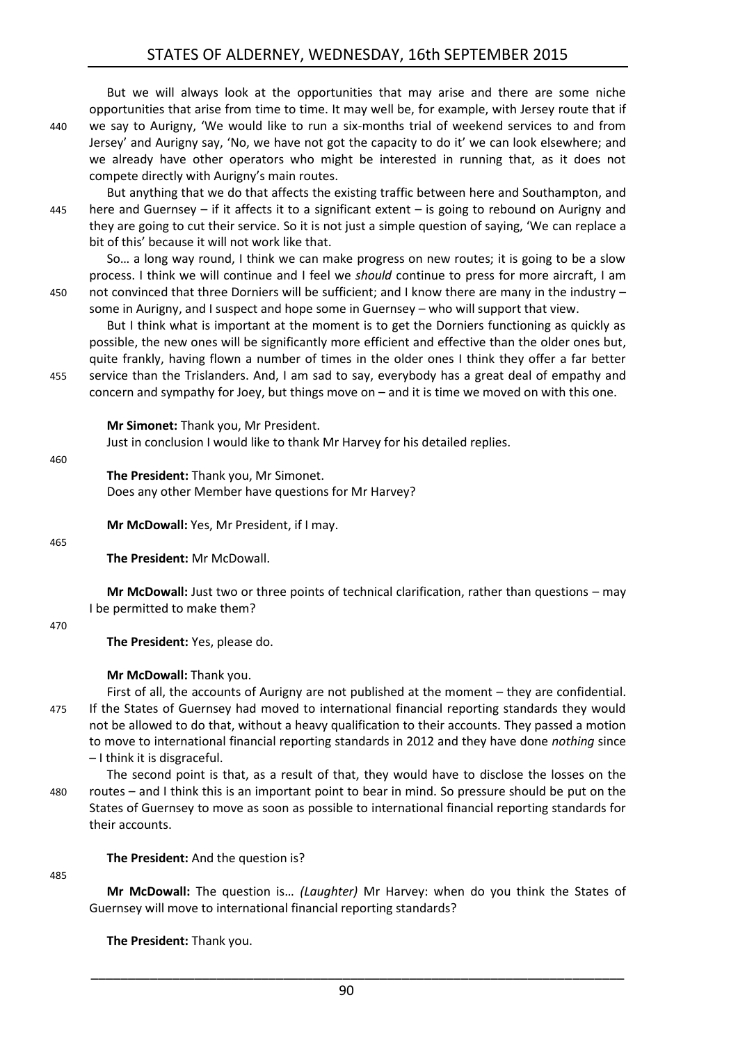But we will always look at the opportunities that may arise and there are some niche opportunities that arise from time to time. It may well be, for example, with Jersey route that if we say to Aurigny, 'We would like to run a six-months trial of weekend services to and from Jersey' and Aurigny say, 'No, we have not got the capacity to do it' we can look elsewhere; and we already have other operators who might be interested in running that, as it does not compete directly with Aurigny's main routes.

But anything that we do that affects the existing traffic between here and Southampton, and here and Guernsey – if it affects it to a significant extent – is going to rebound on Aurigny and they are going to cut their service. So it is not just a simple question of saying, 'We can replace a bit of this' because it will not work like that.

So… a long way round, I think we can make progress on new routes; it is going to be a slow process. I think we will continue and I feel we *should* continue to press for more aircraft, I am not convinced that three Dorniers will be sufficient; and I know there are many in the industry – some in Aurigny, and I suspect and hope some in Guernsey – who will support that view.

But I think what is important at the moment is to get the Dorniers functioning as quickly as possible, the new ones will be significantly more efficient and effective than the older ones but, quite frankly, having flown a number of times in the older ones I think they offer a far better service than the Trislanders. And, I am sad to say, everybody has a great deal of empathy and concern and sympathy for Joey, but things move on – and it is time we moved on with this one.

**Mr Simonet:** Thank you, Mr President.

Just in conclusion I would like to thank Mr Harvey for his detailed replies.

**The President:** Thank you, Mr Simonet.

Does any other Member have questions for Mr Harvey?

**Mr McDowall:** Yes, Mr President, if I may.

**The President:** Mr McDowall.

**Mr McDowall:** Just two or three points of technical clarification, rather than questions – may I be permitted to make them?

**The President:** Yes, please do.

**Mr McDowall:** Thank you.

First of all, the accounts of Aurigny are not published at the moment – they are confidential. If the States of Guernsey had moved to international financial reporting standards they would not be allowed to do that, without a heavy qualification to their accounts. They passed a motion to move to international financial reporting standards in 2012 and they have done *nothing* since – I think it is disgraceful.

The second point is that, as a result of that, they would have to disclose the losses on the routes – and I think this is an important point to bear in mind. So pressure should be put on the States of Guernsey to move as soon as possible to international financial reporting standards for their accounts.

**The President:** And the question is?

**Mr McDowall:** The question is… *(Laughter)* Mr Harvey: when do you think the States of Guernsey will move to international financial reporting standards?

**The President:** Thank you.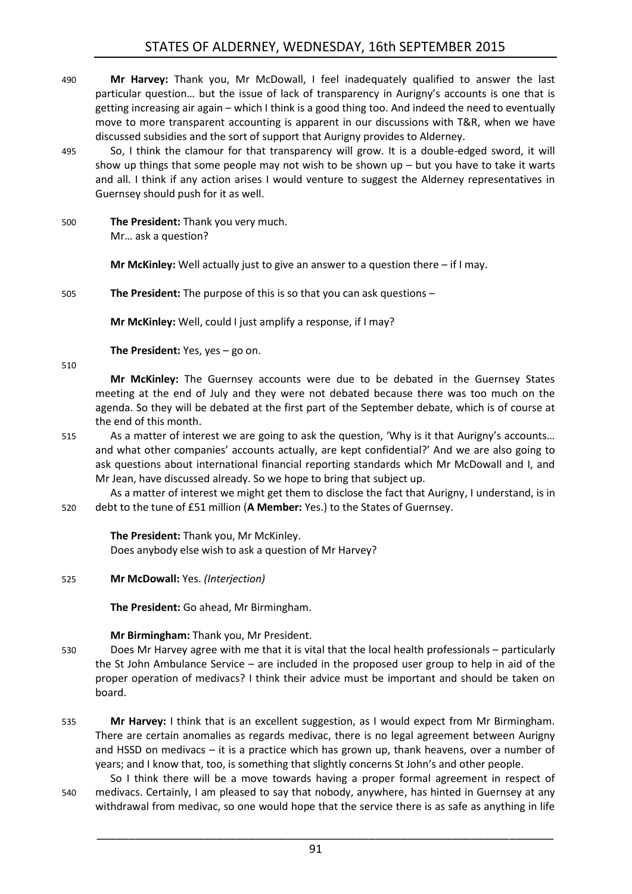**Mr Harvey:** Thank you, Mr McDowall, I feel inadequately qualified to answer the last particular question… but the issue of lack of transparency in Aurigny's accounts is one that is getting increasing air again – which I think is a good thing too. And indeed the need to eventually move to more transparent accounting is apparent in our discussions with T&R, when we have discussed subsidies and the sort of support that Aurigny provides to Alderney.

So, I think the clamour for that transparency will grow. It is a double-edged sword, it will show up things that some people may not wish to be shown up – but you have to take it warts and all. I think if any action arises I would venture to suggest the Alderney representatives in Guernsey should push for it as well.

**The President:** Thank you very much.
Mr… ask a question?

**Mr McKinley:** Well actually just to give an answer to a question there – if I may.

**The President:** The purpose of this is so that you can ask questions –

**Mr McKinley:** Well, could I just amplify a response, if I may?

**The President:** Yes, yes – go on.

**Mr McKinley:** The Guernsey accounts were due to be debated in the Guernsey States meeting at the end of July and they were not debated because there was too much on the agenda. So they will be debated at the first part of the September debate, which is of course at the end of this month.

As a matter of interest we are going to ask the question, 'Why is it that Aurigny's accounts… and what other companies' accounts actually, are kept confidential?' And we are also going to ask questions about international financial reporting standards which Mr McDowall and I, and Mr Jean, have discussed already. So we hope to bring that subject up.

As a matter of interest we might get them to disclose the fact that Aurigny, I understand, is in debt to the tune of £51 million (**A Member:** Yes.) to the States of Guernsey.

**The President:** Thank you, Mr McKinley.
Does anybody else wish to ask a question of Mr Harvey?

**Mr McDowall:** Yes. *(Interjection)*

**The President:** Go ahead, Mr Birmingham.

**Mr Birmingham:** Thank you, Mr President.

Does Mr Harvey agree with me that it is vital that the local health professionals – particularly the St John Ambulance Service – are included in the proposed user group to help in aid of the proper operation of medivacs? I think their advice must be important and should be taken on board.

**Mr Harvey:** I think that is an excellent suggestion, as I would expect from Mr Birmingham. There are certain anomalies as regards medivac, there is no legal agreement between Aurigny and HSSD on medivacs – it is a practice which has grown up, thank heavens, over a number of years; and I know that, too, is something that slightly concerns St John's and other people.

So I think there will be a move towards having a proper formal agreement in respect of medivacs. Certainly, I am pleased to say that nobody, anywhere, has hinted in Guernsey at any withdrawal from medivac, so one would hope that the service there is as safe as anything in life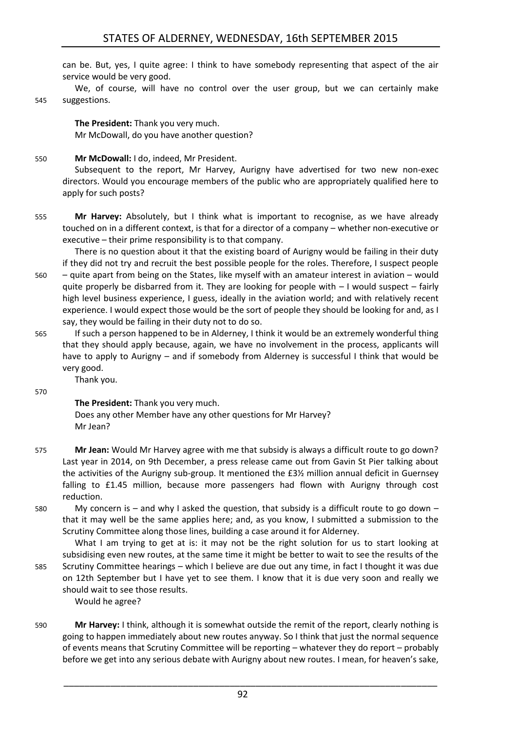can be. But, yes, I quite agree: I think to have somebody representing that aspect of the air service would be very good.

We, of course, will have no control over the user group, but we can certainly make suggestions.

**The President:** Thank you very much.

Mr McDowall, do you have another question?

**Mr McDowall:** I do, indeed, Mr President.

Subsequent to the report, Mr Harvey, Aurigny have advertised for two new non-exec directors. Would you encourage members of the public who are appropriately qualified here to apply for such posts?

**Mr Harvey:** Absolutely, but I think what is important to recognise, as we have already touched on in a different context, is that for a director of a company – whether non-executive or executive – their prime responsibility is to that company.

There is no question about it that the existing board of Aurigny would be failing in their duty if they did not try and recruit the best possible people for the roles. Therefore, I suspect people – quite apart from being on the States, like myself with an amateur interest in aviation – would quite properly be disbarred from it. They are looking for people with – I would suspect – fairly high level business experience, I guess, ideally in the aviation world; and with relatively recent experience. I would expect those would be the sort of people they should be looking for and, as I say, they would be failing in their duty not to do so.

If such a person happened to be in Alderney, I think it would be an extremely wonderful thing that they should apply because, again, we have no involvement in the process, applicants will have to apply to Aurigny – and if somebody from Alderney is successful I think that would be very good.

Thank you.

**The President:** Thank you very much.

Does any other Member have any other questions for Mr Harvey?

Mr Jean?

**Mr Jean:** Would Mr Harvey agree with me that subsidy is always a difficult route to go down? Last year in 2014, on 9th December, a press release came out from Gavin St Pier talking about the activities of the Aurigny sub-group. It mentioned the £3½ million annual deficit in Guernsey falling to £1.45 million, because more passengers had flown with Aurigny through cost reduction.

My concern is – and why I asked the question, that subsidy is a difficult route to go down – that it may well be the same applies here; and, as you know, I submitted a submission to the Scrutiny Committee along those lines, building a case around it for Alderney.

What I am trying to get at is: it may not be the right solution for us to start looking at subsidising even new routes, at the same time it might be better to wait to see the results of the Scrutiny Committee hearings – which I believe are due out any time, in fact I thought it was due on 12th September but I have yet to see them. I know that it is due very soon and really we should wait to see those results.

Would he agree?

**Mr Harvey:** I think, although it is somewhat outside the remit of the report, clearly nothing is going to happen immediately about new routes anyway. So I think that just the normal sequence of events means that Scrutiny Committee will be reporting – whatever they do report – probably before we get into any serious debate with Aurigny about new routes. I mean, for heaven's sake,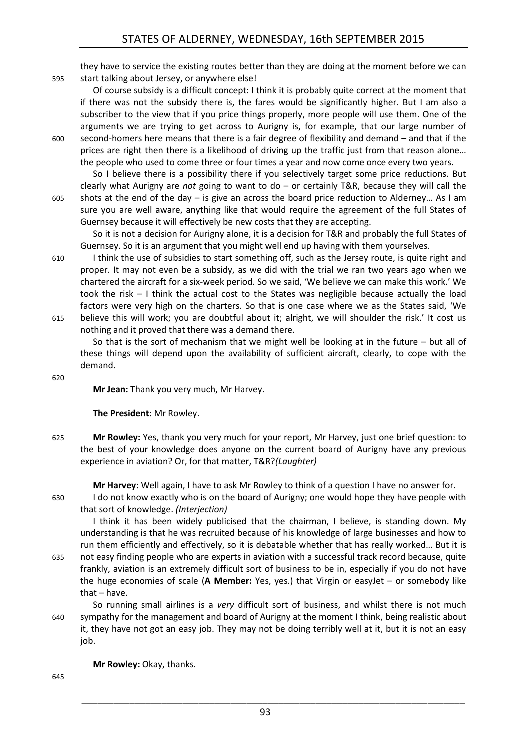they have to service the existing routes better than they are doing at the moment before we can start talking about Jersey, or anywhere else!

Of course subsidy is a difficult concept: I think it is probably quite correct at the moment that if there was not the subsidy there is, the fares would be significantly higher. But I am also a subscriber to the view that if you price things properly, more people will use them. One of the arguments we are trying to get across to Aurigny is, for example, that our large number of second-homers here means that there is a fair degree of flexibility and demand – and that if the prices are right then there is a likelihood of driving up the traffic just from that reason alone… the people who used to come three or four times a year and now come once every two years.

So I believe there is a possibility there if you selectively target some price reductions. But clearly what Aurigny are *not* going to want to do – or certainly T&R, because they will call the shots at the end of the day – is give an across the board price reduction to Alderney… As I am sure you are well aware, anything like that would require the agreement of the full States of Guernsey because it will effectively be new costs that they are accepting.

So it is not a decision for Aurigny alone, it is a decision for T&R and probably the full States of Guernsey. So it is an argument that you might well end up having with them yourselves.

I think the use of subsidies to start something off, such as the Jersey route, is quite right and proper. It may not even be a subsidy, as we did with the trial we ran two years ago when we chartered the aircraft for a six-week period. So we said, 'We believe we can make this work.' We took the risk – I think the actual cost to the States was negligible because actually the load factors were very high on the charters. So that is one case where we as the States said, 'We believe this will work; you are doubtful about it; alright, we will shoulder the risk.' It cost us nothing and it proved that there was a demand there.

So that is the sort of mechanism that we might well be looking at in the future – but all of these things will depend upon the availability of sufficient aircraft, clearly, to cope with the demand.

**Mr Jean:** Thank you very much, Mr Harvey.

**The President:** Mr Rowley.

**Mr Rowley:** Yes, thank you very much for your report, Mr Harvey, just one brief question: to the best of your knowledge does anyone on the current board of Aurigny have any previous experience in aviation? Or, for that matter, T&R?*(Laughter)*

**Mr Harvey:** Well again, I have to ask Mr Rowley to think of a question I have no answer for.

I do not know exactly who is on the board of Aurigny; one would hope they have people with that sort of knowledge. *(Interjection)*

I think it has been widely publicised that the chairman, I believe, is standing down. My understanding is that he was recruited because of his knowledge of large businesses and how to run them efficiently and effectively, so it is debatable whether that has really worked… But it is not easy finding people who are experts in aviation with a successful track record because, quite frankly, aviation is an extremely difficult sort of business to be in, especially if you do not have the huge economies of scale (**A Member:** Yes, yes.) that Virgin or easyJet – or somebody like that – have.

So running small airlines is a *very* difficult sort of business, and whilst there is not much sympathy for the management and board of Aurigny at the moment I think, being realistic about it, they have not got an easy job. They may not be doing terribly well at it, but it is not an easy job.

**Mr Rowley:** Okay, thanks.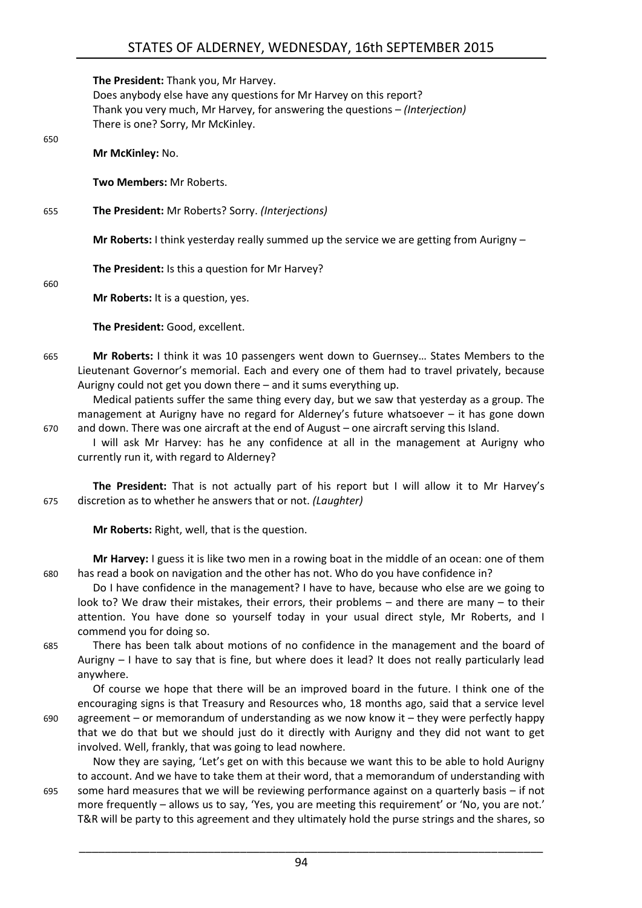**The President:** Thank you, Mr Harvey.

Does anybody else have any questions for Mr Harvey on this report?

Thank you very much, Mr Harvey, for answering the questions – *(Interjection)*

There is one? Sorry, Mr McKinley.

**Mr McKinley:** No.

**Two Members:** Mr Roberts.

**The President:** Mr Roberts? Sorry. *(Interjections)*

**Mr Roberts:** I think yesterday really summed up the service we are getting from Aurigny –

**The President:** Is this a question for Mr Harvey?

**Mr Roberts:** It is a question, yes.

**The President:** Good, excellent.

**Mr Roberts:** I think it was 10 passengers went down to Guernsey… States Members to the Lieutenant Governor's memorial. Each and every one of them had to travel privately, because Aurigny could not get you down there – and it sums everything up.

Medical patients suffer the same thing every day, but we saw that yesterday as a group. The management at Aurigny have no regard for Alderney's future whatsoever – it has gone down and down. There was one aircraft at the end of August – one aircraft serving this Island.

I will ask Mr Harvey: has he any confidence at all in the management at Aurigny who currently run it, with regard to Alderney?

**The President:** That is not actually part of his report but I will allow it to Mr Harvey's discretion as to whether he answers that or not. *(Laughter)*

**Mr Roberts:** Right, well, that is the question.

**Mr Harvey:** I guess it is like two men in a rowing boat in the middle of an ocean: one of them has read a book on navigation and the other has not. Who do you have confidence in?

Do I have confidence in the management? I have to have, because who else are we going to look to? We draw their mistakes, their errors, their problems – and there are many – to their attention. You have done so yourself today in your usual direct style, Mr Roberts, and I commend you for doing so.

There has been talk about motions of no confidence in the management and the board of Aurigny – I have to say that is fine, but where does it lead? It does not really particularly lead anywhere.

Of course we hope that there will be an improved board in the future. I think one of the encouraging signs is that Treasury and Resources who, 18 months ago, said that a service level agreement – or memorandum of understanding as we now know it – they were perfectly happy that we do that but we should just do it directly with Aurigny and they did not want to get involved. Well, frankly, that was going to lead nowhere.

Now they are saying, 'Let's get on with this because we want this to be able to hold Aurigny to account. And we have to take them at their word, that a memorandum of understanding with some hard measures that we will be reviewing performance against on a quarterly basis – if not more frequently – allows us to say, 'Yes, you are meeting this requirement' or 'No, you are not.' T&R will be party to this agreement and they ultimately hold the purse strings and the shares, so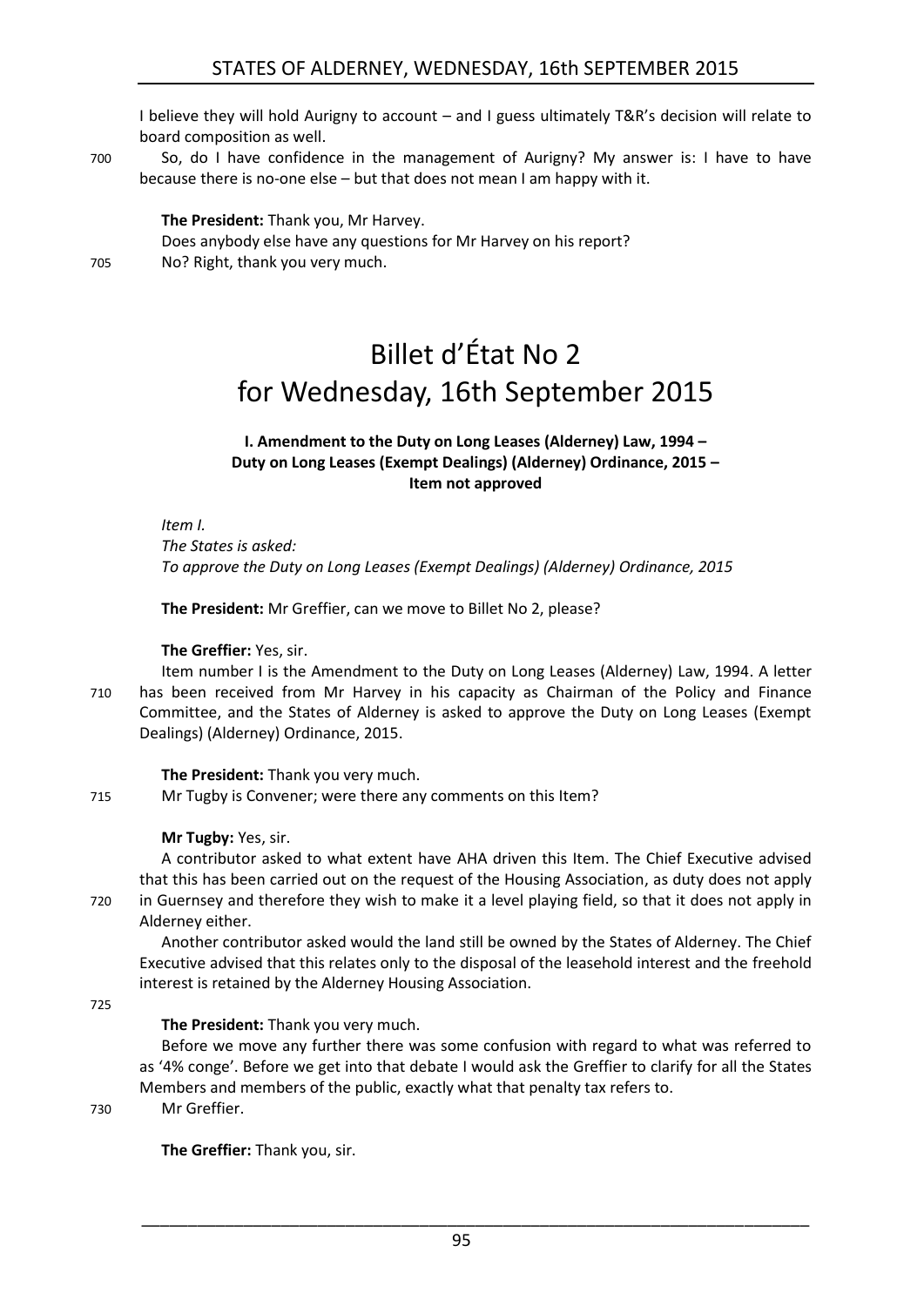I believe they will hold Aurigny to account – and I guess ultimately T&R's decision will relate to board composition as well.

So, do I have confidence in the management of Aurigny? My answer is: I have to have because there is no-one else – but that does not mean I am happy with it.

**The President:** Thank you, Mr Harvey.

Does anybody else have any questions for Mr Harvey on his report?

No? Right, thank you very much.

# Billet d'État No 2 for Wednesday, 16th September 2015

### I. Amendment to the Duty on Long Leases (Alderney) Law, 1994 – Duty on Long Leases (Exempt Dealings) (Alderney) Ordinance, 2015 – Item not approved

*Item I.*
*The States is asked:*
*To approve the Duty on Long Leases (Exempt Dealings) (Alderney) Ordinance, 2015*

**The President:** Mr Greffier, can we move to Billet No 2, please?

**The Greffier:** Yes, sir.

Item number I is the Amendment to the Duty on Long Leases (Alderney) Law, 1994. A letter has been received from Mr Harvey in his capacity as Chairman of the Policy and Finance Committee, and the States of Alderney is asked to approve the Duty on Long Leases (Exempt Dealings) (Alderney) Ordinance, 2015.

**The President:** Thank you very much.

Mr Tugby is Convener; were there any comments on this Item?

**Mr Tugby:** Yes, sir.

A contributor asked to what extent have AHA driven this Item. The Chief Executive advised that this has been carried out on the request of the Housing Association, as duty does not apply in Guernsey and therefore they wish to make it a level playing field, so that it does not apply in Alderney either.

Another contributor asked would the land still be owned by the States of Alderney. The Chief Executive advised that this relates only to the disposal of the leasehold interest and the freehold interest is retained by the Alderney Housing Association.

**The President:** Thank you very much.

Before we move any further there was some confusion with regard to what was referred to as '4% conge'. Before we get into that debate I would ask the Greffier to clarify for all the States Members and members of the public, exactly what that penalty tax refers to.

Mr Greffier.

**The Greffier:** Thank you, sir.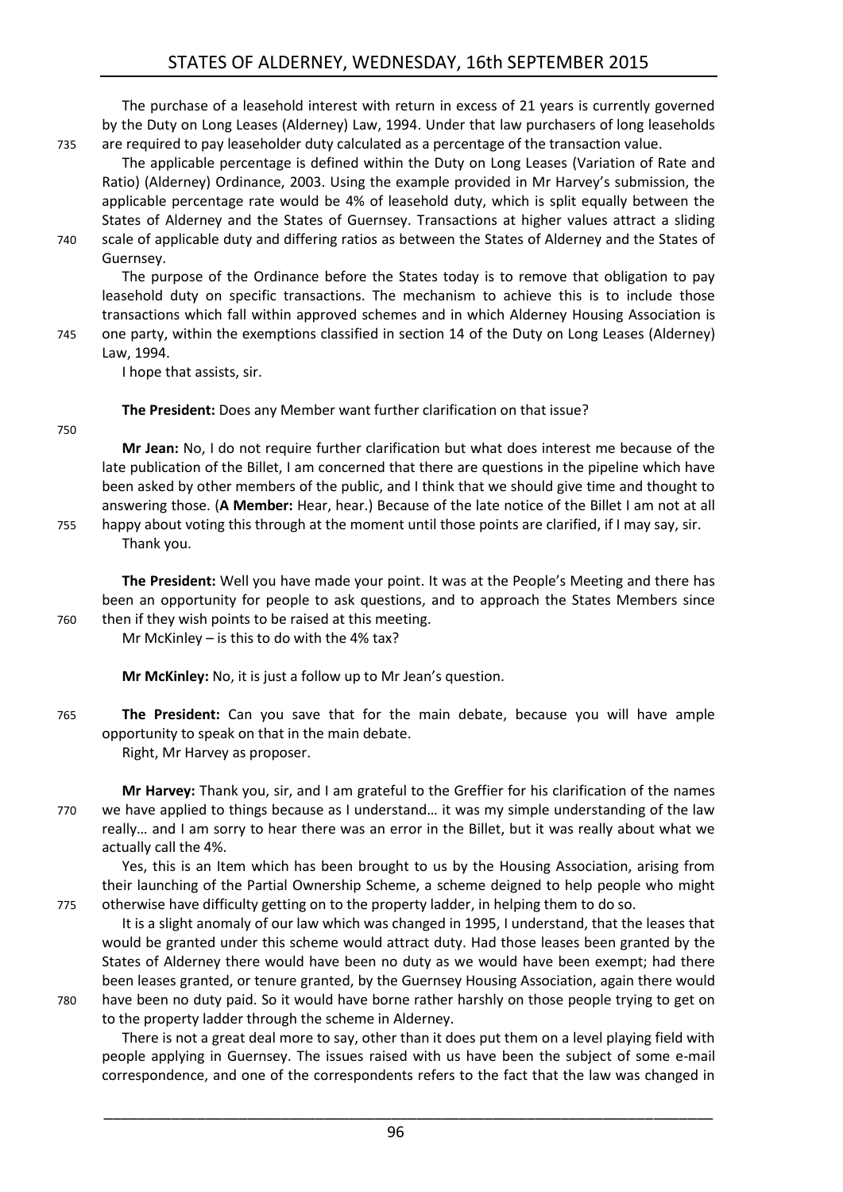The purchase of a leasehold interest with return in excess of 21 years is currently governed by the Duty on Long Leases (Alderney) Law, 1994. Under that law purchasers of long leaseholds are required to pay leaseholder duty calculated as a percentage of the transaction value.

The applicable percentage is defined within the Duty on Long Leases (Variation of Rate and Ratio) (Alderney) Ordinance, 2003. Using the example provided in Mr Harvey's submission, the applicable percentage rate would be 4% of leasehold duty, which is split equally between the States of Alderney and the States of Guernsey. Transactions at higher values attract a sliding scale of applicable duty and differing ratios as between the States of Alderney and the States of Guernsey.

The purpose of the Ordinance before the States today is to remove that obligation to pay leasehold duty on specific transactions. The mechanism to achieve this is to include those transactions which fall within approved schemes and in which Alderney Housing Association is one party, within the exemptions classified in section 14 of the Duty on Long Leases (Alderney) Law, 1994.

I hope that assists, sir.

**The President:** Does any Member want further clarification on that issue?

**Mr Jean:** No, I do not require further clarification but what does interest me because of the late publication of the Billet, I am concerned that there are questions in the pipeline which have been asked by other members of the public, and I think that we should give time and thought to answering those. (**A Member:** Hear, hear.) Because of the late notice of the Billet I am not at all happy about voting this through at the moment until those points are clarified, if I may say, sir.

Thank you.

**The President:** Well you have made your point. It was at the People's Meeting and there has been an opportunity for people to ask questions, and to approach the States Members since then if they wish points to be raised at this meeting.

Mr McKinley – is this to do with the 4% tax?

**Mr McKinley:** No, it is just a follow up to Mr Jean's question.

**The President:** Can you save that for the main debate, because you will have ample opportunity to speak on that in the main debate.

Right, Mr Harvey as proposer.

**Mr Harvey:** Thank you, sir, and I am grateful to the Greffier for his clarification of the names we have applied to things because as I understand… it was my simple understanding of the law really… and I am sorry to hear there was an error in the Billet, but it was really about what we actually call the 4%.

Yes, this is an Item which has been brought to us by the Housing Association, arising from their launching of the Partial Ownership Scheme, a scheme deigned to help people who might otherwise have difficulty getting on to the property ladder, in helping them to do so.

It is a slight anomaly of our law which was changed in 1995, I understand, that the leases that would be granted under this scheme would attract duty. Had those leases been granted by the States of Alderney there would have been no duty as we would have been exempt; had there been leases granted, or tenure granted, by the Guernsey Housing Association, again there would have been no duty paid. So it would have borne rather harshly on those people trying to get on to the property ladder through the scheme in Alderney.

There is not a great deal more to say, other than it does put them on a level playing field with people applying in Guernsey. The issues raised with us have been the subject of some e-mail correspondence, and one of the correspondents refers to the fact that the law was changed in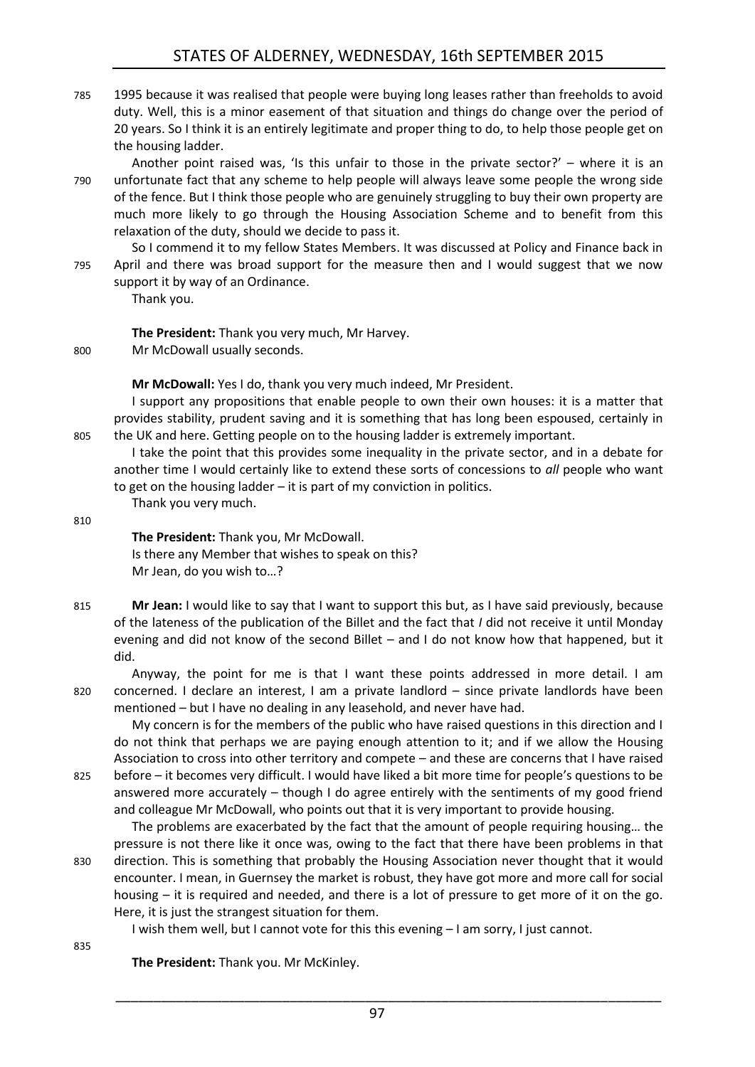1995 because it was realised that people were buying long leases rather than freeholds to avoid duty. Well, this is a minor easement of that situation and things do change over the period of 20 years. So I think it is an entirely legitimate and proper thing to do, to help those people get on the housing ladder.

Another point raised was, 'Is this unfair to those in the private sector?' – where it is an unfortunate fact that any scheme to help people will always leave some people the wrong side of the fence. But I think those people who are genuinely struggling to buy their own property are much more likely to go through the Housing Association Scheme and to benefit from this relaxation of the duty, should we decide to pass it.

So I commend it to my fellow States Members. It was discussed at Policy and Finance back in April and there was broad support for the measure then and I would suggest that we now support it by way of an Ordinance.

Thank you.

**The President:** Thank you very much, Mr Harvey.

Mr McDowall usually seconds.

**Mr McDowall:** Yes I do, thank you very much indeed, Mr President.

I support any propositions that enable people to own their own houses: it is a matter that provides stability, prudent saving and it is something that has long been espoused, certainly in the UK and here. Getting people on to the housing ladder is extremely important.

I take the point that this provides some inequality in the private sector, and in a debate for another time I would certainly like to extend these sorts of concessions to *all* people who want to get on the housing ladder – it is part of my conviction in politics.

Thank you very much.

**The President:** Thank you, Mr McDowall.

Is there any Member that wishes to speak on this?

Mr Jean, do you wish to…?

**Mr Jean:** I would like to say that I want to support this but, as I have said previously, because of the lateness of the publication of the Billet and the fact that *I* did not receive it until Monday evening and did not know of the second Billet – and I do not know how that happened, but it did.

Anyway, the point for me is that I want these points addressed in more detail. I am concerned. I declare an interest, I am a private landlord – since private landlords have been mentioned – but I have no dealing in any leasehold, and never have had.

My concern is for the members of the public who have raised questions in this direction and I do not think that perhaps we are paying enough attention to it; and if we allow the Housing Association to cross into other territory and compete – and these are concerns that I have raised before – it becomes very difficult. I would have liked a bit more time for people's questions to be answered more accurately – though I do agree entirely with the sentiments of my good friend and colleague Mr McDowall, who points out that it is very important to provide housing.

The problems are exacerbated by the fact that the amount of people requiring housing… the pressure is not there like it once was, owing to the fact that there have been problems in that direction. This is something that probably the Housing Association never thought that it would encounter. I mean, in Guernsey the market is robust, they have got more and more call for social housing – it is required and needed, and there is a lot of pressure to get more of it on the go. Here, it is just the strangest situation for them.

I wish them well, but I cannot vote for this this evening – I am sorry, I just cannot.

**The President:** Thank you. Mr McKinley.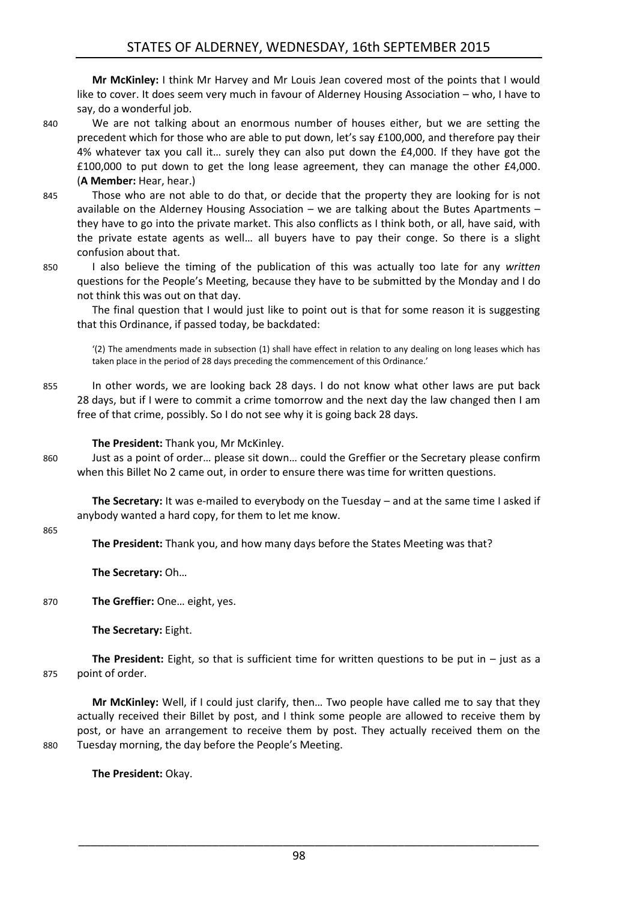**Mr McKinley:** I think Mr Harvey and Mr Louis Jean covered most of the points that I would like to cover. It does seem very much in favour of Alderney Housing Association – who, I have to say, do a wonderful job.

We are not talking about an enormous number of houses either, but we are setting the precedent which for those who are able to put down, let's say £100,000, and therefore pay their 4% whatever tax you call it… surely they can also put down the £4,000. If they have got the £100,000 to put down to get the long lease agreement, they can manage the other £4,000. (**A Member:** Hear, hear.)

Those who are not able to do that, or decide that the property they are looking for is not available on the Alderney Housing Association – we are talking about the Butes Apartments – they have to go into the private market. This also conflicts as I think both, or all, have said, with the private estate agents as well… all buyers have to pay their conge. So there is a slight confusion about that.

I also believe the timing of the publication of this was actually too late for any *written* questions for the People's Meeting, because they have to be submitted by the Monday and I do not think this was out on that day.

The final question that I would just like to point out is that for some reason it is suggesting that this Ordinance, if passed today, be backdated:

> '(2) The amendments made in subsection (1) shall have effect in relation to any dealing on long leases which has taken place in the period of 28 days preceding the commencement of this Ordinance.'

In other words, we are looking back 28 days. I do not know what other laws are put back 28 days, but if I were to commit a crime tomorrow and the next day the law changed then I am free of that crime, possibly. So I do not see why it is going back 28 days.

**The President:** Thank you, Mr McKinley.

Just as a point of order… please sit down… could the Greffier or the Secretary please confirm when this Billet No 2 came out, in order to ensure there was time for written questions.

**The Secretary:** It was e-mailed to everybody on the Tuesday – and at the same time I asked if anybody wanted a hard copy, for them to let me know.

**The President:** Thank you, and how many days before the States Meeting was that?

**The Secretary:** Oh…

**The Greffier:** One… eight, yes.

**The Secretary:** Eight.

**The President:** Eight, so that is sufficient time for written questions to be put in – just as a point of order.

**Mr McKinley:** Well, if I could just clarify, then… Two people have called me to say that they actually received their Billet by post, and I think some people are allowed to receive them by post, or have an arrangement to receive them by post. They actually received them on the Tuesday morning, the day before the People's Meeting.

**The President:** Okay.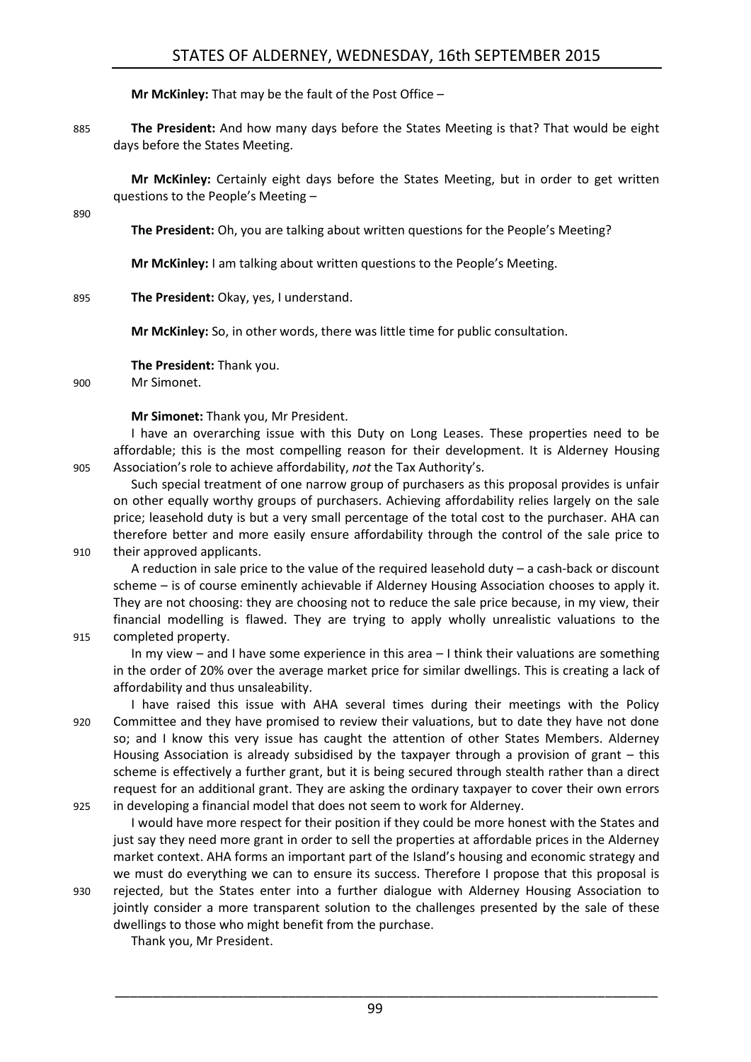**Mr McKinley:** That may be the fault of the Post Office –

**The President:** And how many days before the States Meeting is that? That would be eight days before the States Meeting.

**Mr McKinley:** Certainly eight days before the States Meeting, but in order to get written questions to the People's Meeting –

**The President:** Oh, you are talking about written questions for the People's Meeting?

**Mr McKinley:** I am talking about written questions to the People's Meeting.

**The President:** Okay, yes, I understand.

**Mr McKinley:** So, in other words, there was little time for public consultation.

**The President:** Thank you.

Mr Simonet.

**Mr Simonet:** Thank you, Mr President.

I have an overarching issue with this Duty on Long Leases. These properties need to be affordable; this is the most compelling reason for their development. It is Alderney Housing Association's role to achieve affordability, *not* the Tax Authority's.

Such special treatment of one narrow group of purchasers as this proposal provides is unfair on other equally worthy groups of purchasers. Achieving affordability relies largely on the sale price; leasehold duty is but a very small percentage of the total cost to the purchaser. AHA can therefore better and more easily ensure affordability through the control of the sale price to their approved applicants.

A reduction in sale price to the value of the required leasehold duty – a cash-back or discount scheme – is of course eminently achievable if Alderney Housing Association chooses to apply it. They are not choosing: they are choosing not to reduce the sale price because, in my view, their financial modelling is flawed. They are trying to apply wholly unrealistic valuations to the completed property.

In my view – and I have some experience in this area – I think their valuations are something in the order of 20% over the average market price for similar dwellings. This is creating a lack of affordability and thus unsaleability.

I have raised this issue with AHA several times during their meetings with the Policy Committee and they have promised to review their valuations, but to date they have not done so; and I know this very issue has caught the attention of other States Members. Alderney Housing Association is already subsidised by the taxpayer through a provision of grant – this scheme is effectively a further grant, but it is being secured through stealth rather than a direct request for an additional grant. They are asking the ordinary taxpayer to cover their own errors in developing a financial model that does not seem to work for Alderney.

I would have more respect for their position if they could be more honest with the States and just say they need more grant in order to sell the properties at affordable prices in the Alderney market context. AHA forms an important part of the Island's housing and economic strategy and we must do everything we can to ensure its success. Therefore I propose that this proposal is rejected, but the States enter into a further dialogue with Alderney Housing Association to jointly consider a more transparent solution to the challenges presented by the sale of these dwellings to those who might benefit from the purchase.

Thank you, Mr President.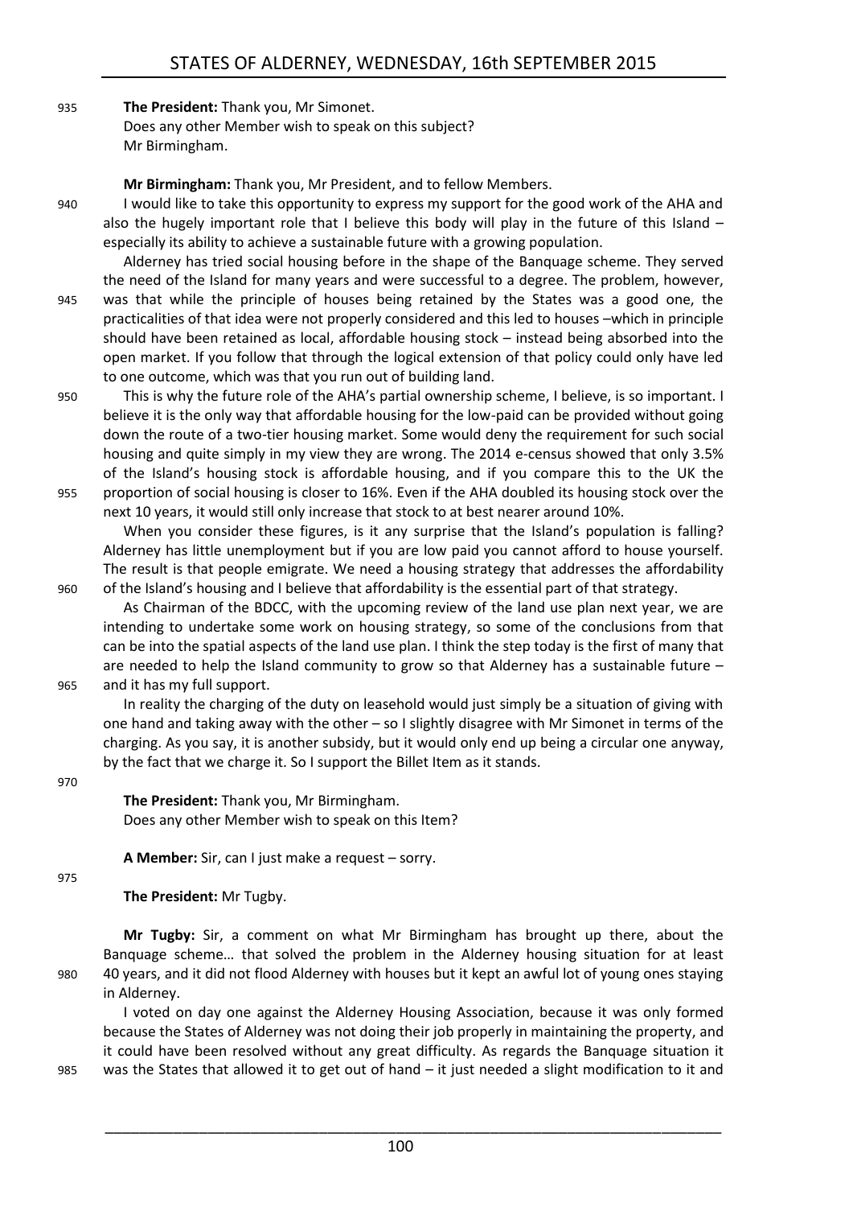**The President:** Thank you, Mr Simonet.
Does any other Member wish to speak on this subject?
Mr Birmingham.

**Mr Birmingham:** Thank you, Mr President, and to fellow Members.

I would like to take this opportunity to express my support for the good work of the AHA and also the hugely important role that I believe this body will play in the future of this Island – especially its ability to achieve a sustainable future with a growing population.

Alderney has tried social housing before in the shape of the Banquage scheme. They served the need of the Island for many years and were successful to a degree. The problem, however, was that while the principle of houses being retained by the States was a good one, the practicalities of that idea were not properly considered and this led to houses –which in principle should have been retained as local, affordable housing stock – instead being absorbed into the open market. If you follow that through the logical extension of that policy could only have led to one outcome, which was that you run out of building land.

This is why the future role of the AHA's partial ownership scheme, I believe, is so important. I believe it is the only way that affordable housing for the low-paid can be provided without going down the route of a two-tier housing market. Some would deny the requirement for such social housing and quite simply in my view they are wrong. The 2014 e-census showed that only 3.5% of the Island's housing stock is affordable housing, and if you compare this to the UK the proportion of social housing is closer to 16%. Even if the AHA doubled its housing stock over the next 10 years, it would still only increase that stock to at best nearer around 10%.

When you consider these figures, is it any surprise that the Island's population is falling? Alderney has little unemployment but if you are low paid you cannot afford to house yourself. The result is that people emigrate. We need a housing strategy that addresses the affordability of the Island's housing and I believe that affordability is the essential part of that strategy.

As Chairman of the BDCC, with the upcoming review of the land use plan next year, we are intending to undertake some work on housing strategy, so some of the conclusions from that can be into the spatial aspects of the land use plan. I think the step today is the first of many that are needed to help the Island community to grow so that Alderney has a sustainable future – and it has my full support.

In reality the charging of the duty on leasehold would just simply be a situation of giving with one hand and taking away with the other – so I slightly disagree with Mr Simonet in terms of the charging. As you say, it is another subsidy, but it would only end up being a circular one anyway, by the fact that we charge it. So I support the Billet Item as it stands.

**The President:** Thank you, Mr Birmingham.
Does any other Member wish to speak on this Item?

**A Member:** Sir, can I just make a request – sorry.

**The President:** Mr Tugby.

**Mr Tugby:** Sir, a comment on what Mr Birmingham has brought up there, about the Banquage scheme… that solved the problem in the Alderney housing situation for at least 40 years, and it did not flood Alderney with houses but it kept an awful lot of young ones staying in Alderney.

I voted on day one against the Alderney Housing Association, because it was only formed because the States of Alderney was not doing their job properly in maintaining the property, and it could have been resolved without any great difficulty. As regards the Banquage situation it was the States that allowed it to get out of hand – it just needed a slight modification to it and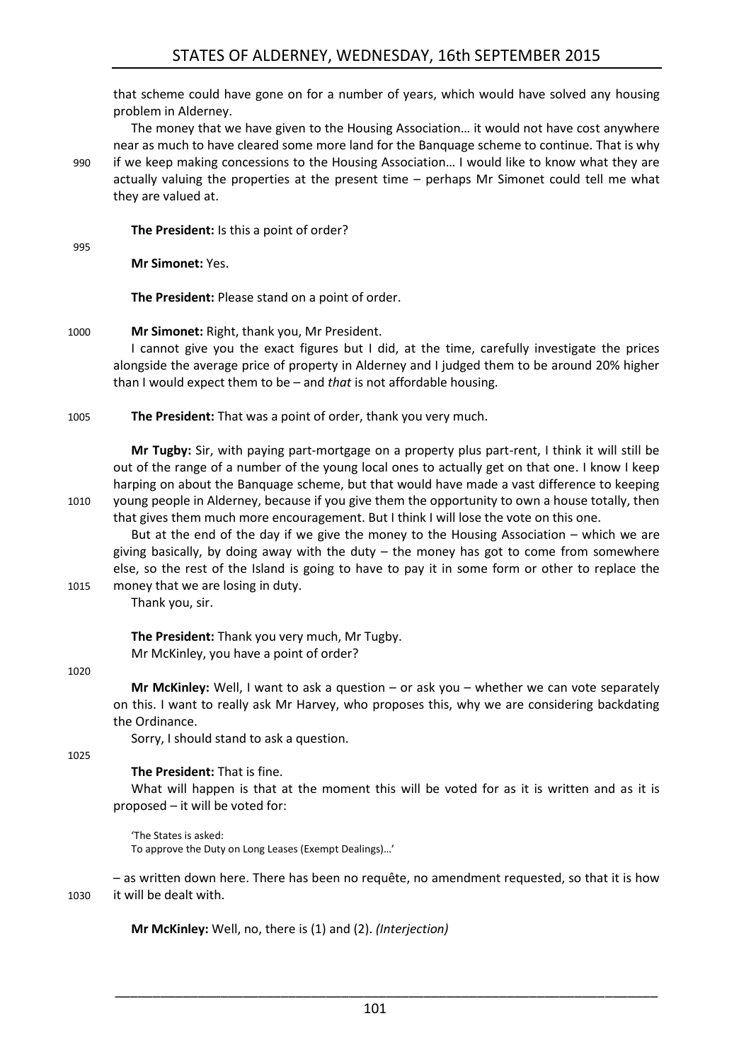that scheme could have gone on for a number of years, which would have solved any housing problem in Alderney.

The money that we have given to the Housing Association… it would not have cost anywhere near as much to have cleared some more land for the Banquage scheme to continue. That is why if we keep making concessions to the Housing Association… I would like to know what they are actually valuing the properties at the present time – perhaps Mr Simonet could tell me what they are valued at.

**The President:** Is this a point of order?

**Mr Simonet:** Yes.

**The President:** Please stand on a point of order.

**Mr Simonet:** Right, thank you, Mr President.

I cannot give you the exact figures but I did, at the time, carefully investigate the prices alongside the average price of property in Alderney and I judged them to be around 20% higher than I would expect them to be – and *that* is not affordable housing.

**The President:** That was a point of order, thank you very much.

**Mr Tugby:** Sir, with paying part-mortgage on a property plus part-rent, I think it will still be out of the range of a number of the young local ones to actually get on that one. I know I keep harping on about the Banquage scheme, but that would have made a vast difference to keeping young people in Alderney, because if you give them the opportunity to own a house totally, then that gives them much more encouragement. But I think I will lose the vote on this one.

But at the end of the day if we give the money to the Housing Association – which we are giving basically, by doing away with the duty – the money has got to come from somewhere else, so the rest of the Island is going to have to pay it in some form or other to replace the money that we are losing in duty.

Thank you, sir.

**The President:** Thank you very much, Mr Tugby.

Mr McKinley, you have a point of order?

**Mr McKinley:** Well, I want to ask a question – or ask you – whether we can vote separately on this. I want to really ask Mr Harvey, who proposes this, why we are considering backdating the Ordinance.

Sorry, I should stand to ask a question.

**The President:** That is fine.

What will happen is that at the moment this will be voted for as it is written and as it is proposed – it will be voted for:

> 'The States is asked:
> To approve the Duty on Long Leases (Exempt Dealings)…'

– as written down here. There has been no requête, no amendment requested, so that it is how it will be dealt with.

**Mr McKinley:** Well, no, there is (1) and (2). *(Interjection)*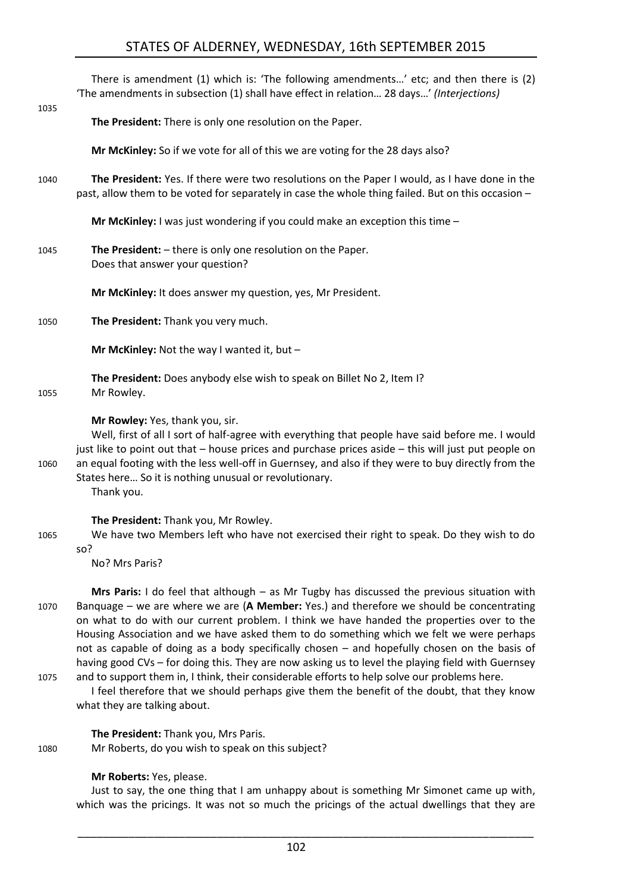There is amendment (1) which is: 'The following amendments…' etc; and then there is (2) 'The amendments in subsection (1) shall have effect in relation… 28 days…' *(Interjections)*

**The President:** There is only one resolution on the Paper.

**Mr McKinley:** So if we vote for all of this we are voting for the 28 days also?

**The President:** Yes. If there were two resolutions on the Paper I would, as I have done in the past, allow them to be voted for separately in case the whole thing failed. But on this occasion –

**Mr McKinley:** I was just wondering if you could make an exception this time –

**The President:** – there is only one resolution on the Paper.
Does that answer your question?

**Mr McKinley:** It does answer my question, yes, Mr President.

**The President:** Thank you very much.

**Mr McKinley:** Not the way I wanted it, but –

**The President:** Does anybody else wish to speak on Billet No 2, Item I?
Mr Rowley.

**Mr Rowley:** Yes, thank you, sir.

Well, first of all I sort of half-agree with everything that people have said before me. I would just like to point out that – house prices and purchase prices aside – this will just put people on an equal footing with the less well-off in Guernsey, and also if they were to buy directly from the States here… So it is nothing unusual or revolutionary.

Thank you.

**The President:** Thank you, Mr Rowley.

We have two Members left who have not exercised their right to speak. Do they wish to do so?

No? Mrs Paris?

**Mrs Paris:** I do feel that although – as Mr Tugby has discussed the previous situation with Banquage – we are where we are (**A Member:** Yes.) and therefore we should be concentrating on what to do with our current problem. I think we have handed the properties over to the Housing Association and we have asked them to do something which we felt we were perhaps not as capable of doing as a body specifically chosen – and hopefully chosen on the basis of having good CVs – for doing this. They are now asking us to level the playing field with Guernsey and to support them in, I think, their considerable efforts to help solve our problems here.

I feel therefore that we should perhaps give them the benefit of the doubt, that they know what they are talking about.

**The President:** Thank you, Mrs Paris.

Mr Roberts, do you wish to speak on this subject?

**Mr Roberts:** Yes, please.

Just to say, the one thing that I am unhappy about is something Mr Simonet came up with, which was the pricings. It was not so much the pricings of the actual dwellings that they are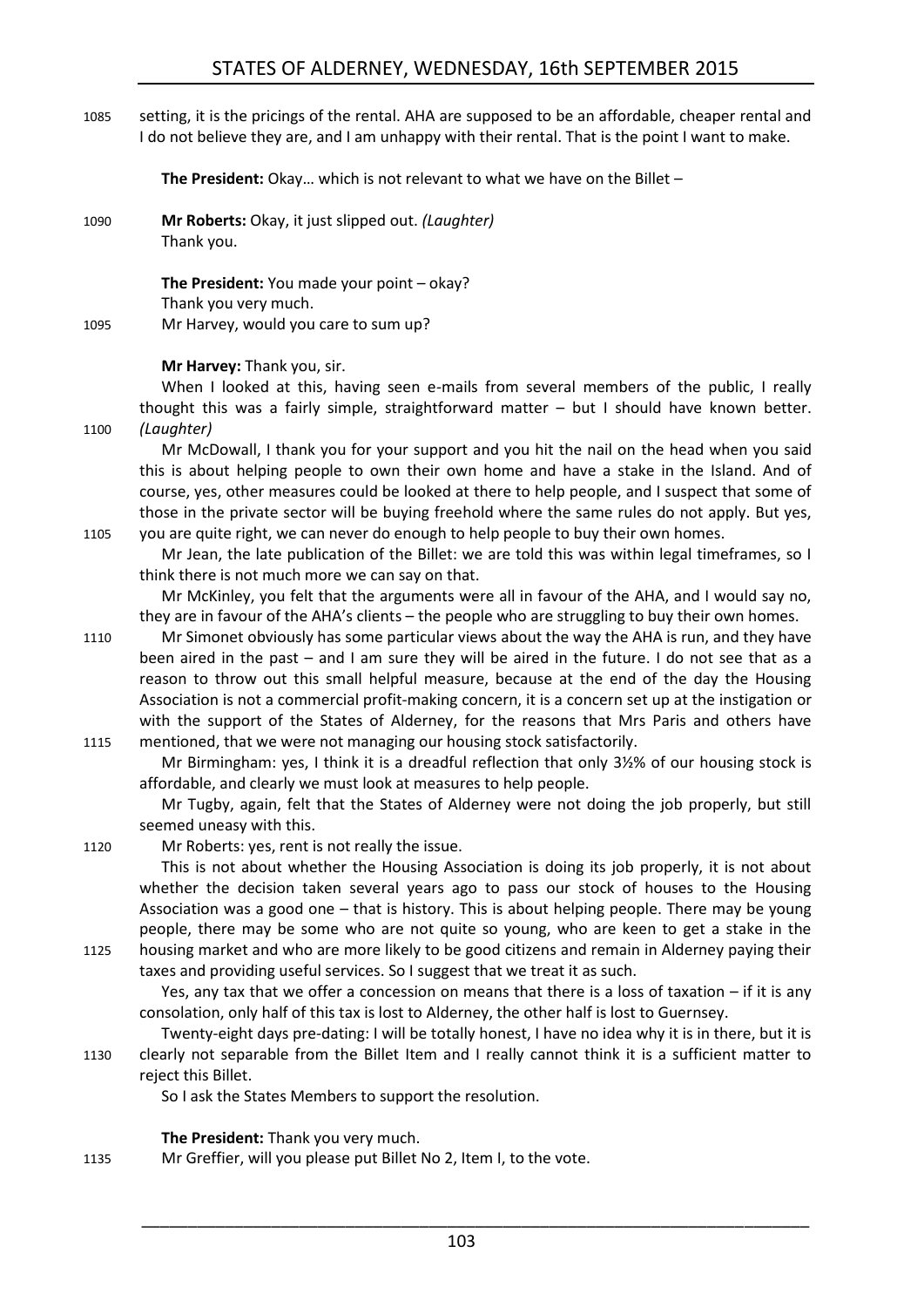setting, it is the pricings of the rental. AHA are supposed to be an affordable, cheaper rental and I do not believe they are, and I am unhappy with their rental. That is the point I want to make.

**The President:** Okay… which is not relevant to what we have on the Billet –

**Mr Roberts:** Okay, it just slipped out. *(Laughter)*
Thank you.

**The President:** You made your point – okay?
Thank you very much.
Mr Harvey, would you care to sum up?

**Mr Harvey:** Thank you, sir.

When I looked at this, having seen e-mails from several members of the public, I really thought this was a fairly simple, straightforward matter – but I should have known better. *(Laughter)*

Mr McDowall, I thank you for your support and you hit the nail on the head when you said this is about helping people to own their own home and have a stake in the Island. And of course, yes, other measures could be looked at there to help people, and I suspect that some of those in the private sector will be buying freehold where the same rules do not apply. But yes, you are quite right, we can never do enough to help people to buy their own homes.

Mr Jean, the late publication of the Billet: we are told this was within legal timeframes, so I think there is not much more we can say on that.

Mr McKinley, you felt that the arguments were all in favour of the AHA, and I would say no, they are in favour of the AHA's clients – the people who are struggling to buy their own homes.

Mr Simonet obviously has some particular views about the way the AHA is run, and they have been aired in the past – and I am sure they will be aired in the future. I do not see that as a reason to throw out this small helpful measure, because at the end of the day the Housing Association is not a commercial profit-making concern, it is a concern set up at the instigation or with the support of the States of Alderney, for the reasons that Mrs Paris and others have mentioned, that we were not managing our housing stock satisfactorily.

Mr Birmingham: yes, I think it is a dreadful reflection that only 3½% of our housing stock is affordable, and clearly we must look at measures to help people.

Mr Tugby, again, felt that the States of Alderney were not doing the job properly, but still seemed uneasy with this.

Mr Roberts: yes, rent is not really the issue.

This is not about whether the Housing Association is doing its job properly, it is not about whether the decision taken several years ago to pass our stock of houses to the Housing Association was a good one – that is history. This is about helping people. There may be young people, there may be some who are not quite so young, who are keen to get a stake in the housing market and who are more likely to be good citizens and remain in Alderney paying their taxes and providing useful services. So I suggest that we treat it as such.

Yes, any tax that we offer a concession on means that there is a loss of taxation – if it is any consolation, only half of this tax is lost to Alderney, the other half is lost to Guernsey.

Twenty-eight days pre-dating: I will be totally honest, I have no idea why it is in there, but it is clearly not separable from the Billet Item and I really cannot think it is a sufficient matter to reject this Billet.

So I ask the States Members to support the resolution.

**The President:** Thank you very much.
Mr Greffier, will you please put Billet No 2, Item I, to the vote.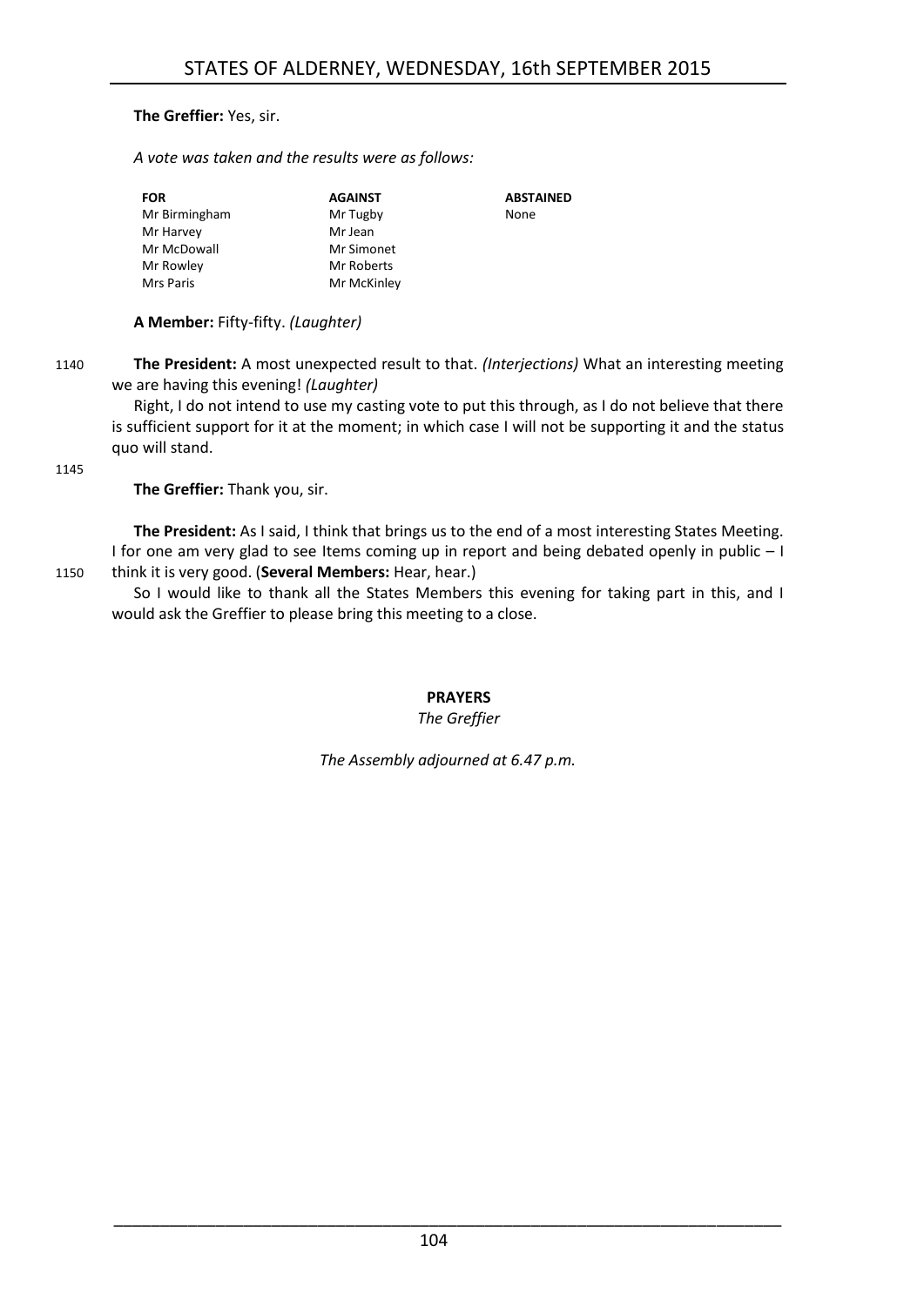**The Greffier:** Yes, sir.

*A vote was taken and the results were as follows:*

| FOR | AGAINST | ABSTAINED |
| --- | --- | --- |
| Mr Birmingham | Mr Tugby | None |
| Mr Harvey | Mr Jean | |
| Mr McDowall | Mr Simonet | |
| Mr Rowley | Mr Roberts | |
| Mrs Paris | Mr McKinley | |

**A Member:** Fifty-fifty. *(Laughter)*

1140 **The President:** A most unexpected result to that. *(Interjections)* What an interesting meeting we are having this evening! *(Laughter)*

Right, I do not intend to use my casting vote to put this through, as I do not believe that there is sufficient support for it at the moment; in which case I will not be supporting it and the status quo will stand.

1145

**The Greffier:** Thank you, sir.

**The President:** As I said, I think that brings us to the end of a most interesting States Meeting. I for one am very glad to see Items coming up in report and being debated openly in public – I 1150 think it is very good. (**Several Members:** Hear, hear.)

So I would like to thank all the States Members this evening for taking part in this, and I would ask the Greffier to please bring this meeting to a close.

**PRAYERS**

*The Greffier*

*The Assembly adjourned at 6.47 p.m.*